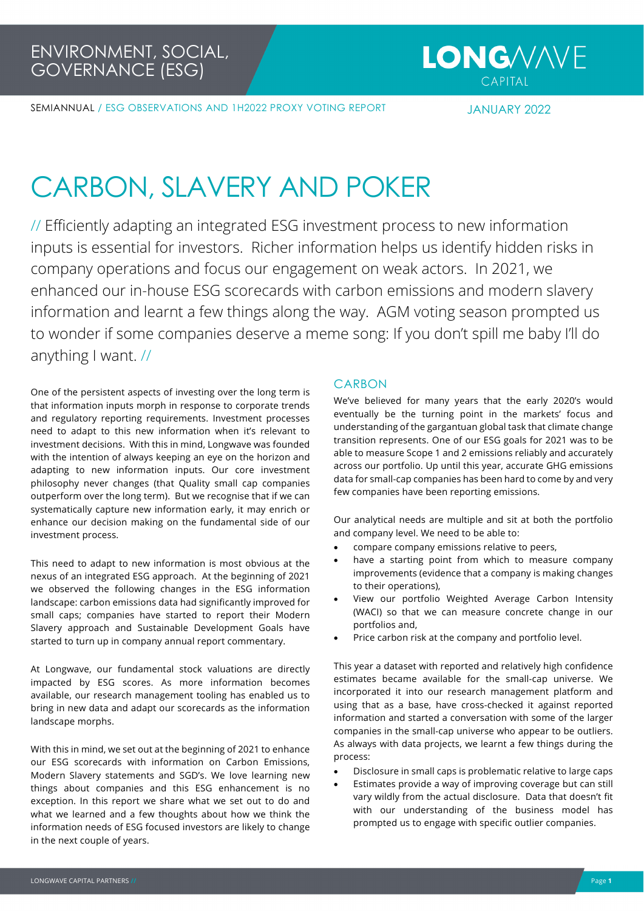ENVIRONMENT, SOCIAL, GOVERNANCE (ESG)

LONGWAVE CAPITAL

SEMIANNUAL / ESG OBSERVATIONS AND 1H2022 PROXY VOTING REPORT

JANUARY 2022

# CARBON, SLAVERY AND POKER

// Efficiently adapting an integrated ESG investment process to new information inputs is essential for investors. Richer information helps us identify hidden risks in company operations and focus our engagement on weak actors. In 2021, we enhanced our in-house ESG scorecards with carbon emissions and modern slavery information and learnt a few things along the way. AGM voting season prompted us to wonder if some companies deserve a meme song: If you don't spill me baby I'll do anything I want. //

One of the persistent aspects of investing over the long term is that information inputs morph in response to corporate trends and regulatory reporting requirements. Investment processes need to adapt to this new information when it's relevant to investment decisions. With this in mind, Longwave was founded with the intention of always keeping an eye on the horizon and adapting to new information inputs. Our core investment philosophy never changes (that Quality small cap companies outperform over the long term). But we recognise that if we can systematically capture new information early, it may enrich or enhance our decision making on the fundamental side of our investment process.

This need to adapt to new information is most obvious at the nexus of an integrated ESG approach. At the beginning of 2021 we observed the following changes in the ESG information landscape: carbon emissions data had significantly improved for small caps; companies have started to report their Modern Slavery approach and Sustainable Development Goals have started to turn up in company annual report commentary.

At Longwave, our fundamental stock valuations are directly impacted by ESG scores. As more information becomes available, our research management tooling has enabled us to bring in new data and adapt our scorecards as the information landscape morphs.

With this in mind, we set out at the beginning of 2021 to enhance our ESG scorecards with information on Carbon Emissions, Modern Slavery statements and SGD's. We love learning new things about companies and this ESG enhancement is no exception. In this report we share what we set out to do and what we learned and a few thoughts about how we think the information needs of ESG focused investors are likely to change in the next couple of years.

## CARBON

We've believed for many years that the early 2020's would eventually be the turning point in the markets' focus and understanding of the gargantuan global task that climate change transition represents. One of our ESG goals for 2021 was to be able to measure Scope 1 and 2 emissions reliably and accurately across our portfolio. Up until this year, accurate GHG emissions data for small-cap companies has been hard to come by and very few companies have been reporting emissions.

Our analytical needs are multiple and sit at both the portfolio and company level. We need to be able to:

- compare company emissions relative to peers,
- have a starting point from which to measure company improvements (evidence that a company is making changes to their operations),
- View our portfolio Weighted Average Carbon Intensity (WACI) so that we can measure concrete change in our portfolios and,
- Price carbon risk at the company and portfolio level.

This year a dataset with reported and relatively high confidence estimates became available for the small-cap universe. We incorporated it into our research management platform and using that as a base, have cross-checked it against reported information and started a conversation with some of the larger companies in the small-cap universe who appear to be outliers. As always with data projects, we learnt a few things during the process:

- Disclosure in small caps is problematic relative to large caps
- Estimates provide a way of improving coverage but can still vary wildly from the actual disclosure. Data that doesn't fit with our understanding of the business model has prompted us to engage with specific outlier companies.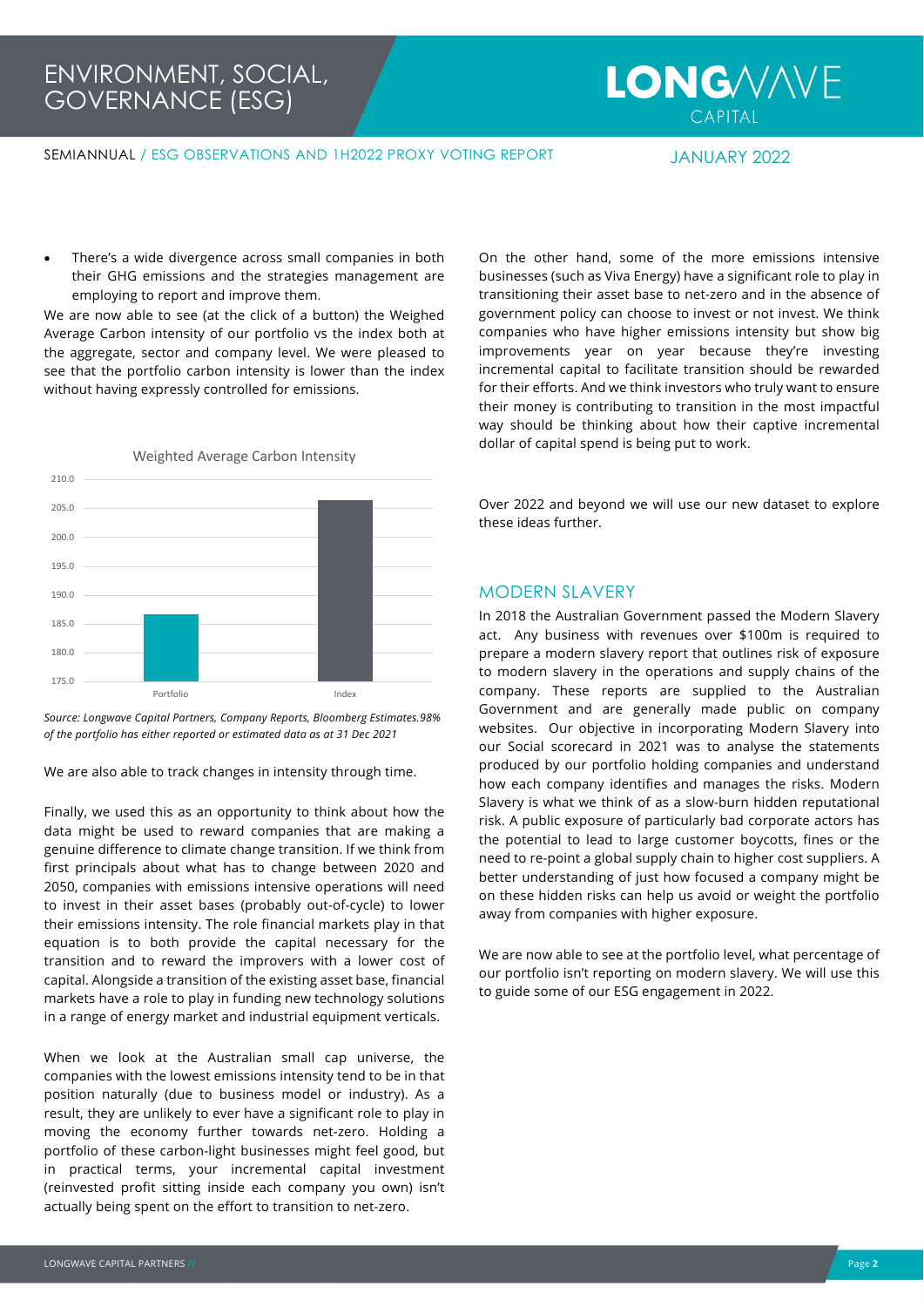- There's a wide divergence across small companies in both their GHG emissions and the strategies management are employing to report and improve them.

We are now able to see (at the click of a button) the Weighed Average Carbon intensity of our portfolio vs the index both at the aggregate, sector and company level. We were pleased to see that the portfolio carbon intensity is lower than the index without having expressly controlled for emissions.

Weighted Average Carbon Intensity

| | Weighted Average Carbon Intensity |
|---|---|
| Portfolio | ~186.5 |
| Index | ~206 |

*Source: Longwave Capital Partners, Company Reports, Bloomberg Estimates.98% of the portfolio has either reported or estimated data as at 31 Dec 2021*

We are also able to track changes in intensity through time.

Finally, we used this as an opportunity to think about how the data might be used to reward companies that are making a genuine difference to climate change transition. If we think from first principals about what has to change between 2020 and 2050, companies with emissions intensive operations will need to invest in their asset bases (probably out-of-cycle) to lower their emissions intensity. The role financial markets play in that equation is to both provide the capital necessary for the transition and to reward the improvers with a lower cost of capital. Alongside a transition of the existing asset base, financial markets have a role to play in funding new technology solutions in a range of energy market and industrial equipment verticals.

When we look at the Australian small cap universe, the companies with the lowest emissions intensity tend to be in that position naturally (due to business model or industry). As a result, they are unlikely to ever have a significant role to play in moving the economy further towards net-zero. Holding a portfolio of these carbon-light businesses might feel good, but in practical terms, your incremental capital investment (reinvested profit sitting inside each company you own) isn't actually being spent on the effort to transition to net-zero.

On the other hand, some of the more emissions intensive businesses (such as Viva Energy) have a significant role to play in transitioning their asset base to net-zero and in the absence of government policy can choose to invest or not invest. We think companies who have higher emissions intensity but show big improvements year on year because they're investing incremental capital to facilitate transition should be rewarded for their efforts. And we think investors who truly want to ensure their money is contributing to transition in the most impactful way should be thinking about how their captive incremental dollar of capital spend is being put to work.

Over 2022 and beyond we will use our new dataset to explore these ideas further.

## MODERN SLAVERY

In 2018 the Australian Government passed the Modern Slavery act. Any business with revenues over $100m is required to prepare a modern slavery report that outlines risk of exposure to modern slavery in the operations and supply chains of the company. These reports are supplied to the Australian Government and are generally made public on company websites. Our objective in incorporating Modern Slavery into our Social scorecard in 2021 was to analyse the statements produced by our portfolio holding companies and understand how each company identifies and manages the risks. Modern Slavery is what we think of as a slow-burn hidden reputational risk. A public exposure of particularly bad corporate actors has the potential to lead to large customer boycotts, fines or the need to re-point a global supply chain to higher cost suppliers. A better understanding of just how focused a company might be on these hidden risks can help us avoid or weight the portfolio away from companies with higher exposure.

We are now able to see at the portfolio level, what percentage of our portfolio isn't reporting on modern slavery. We will use this to guide some of our ESG engagement in 2022.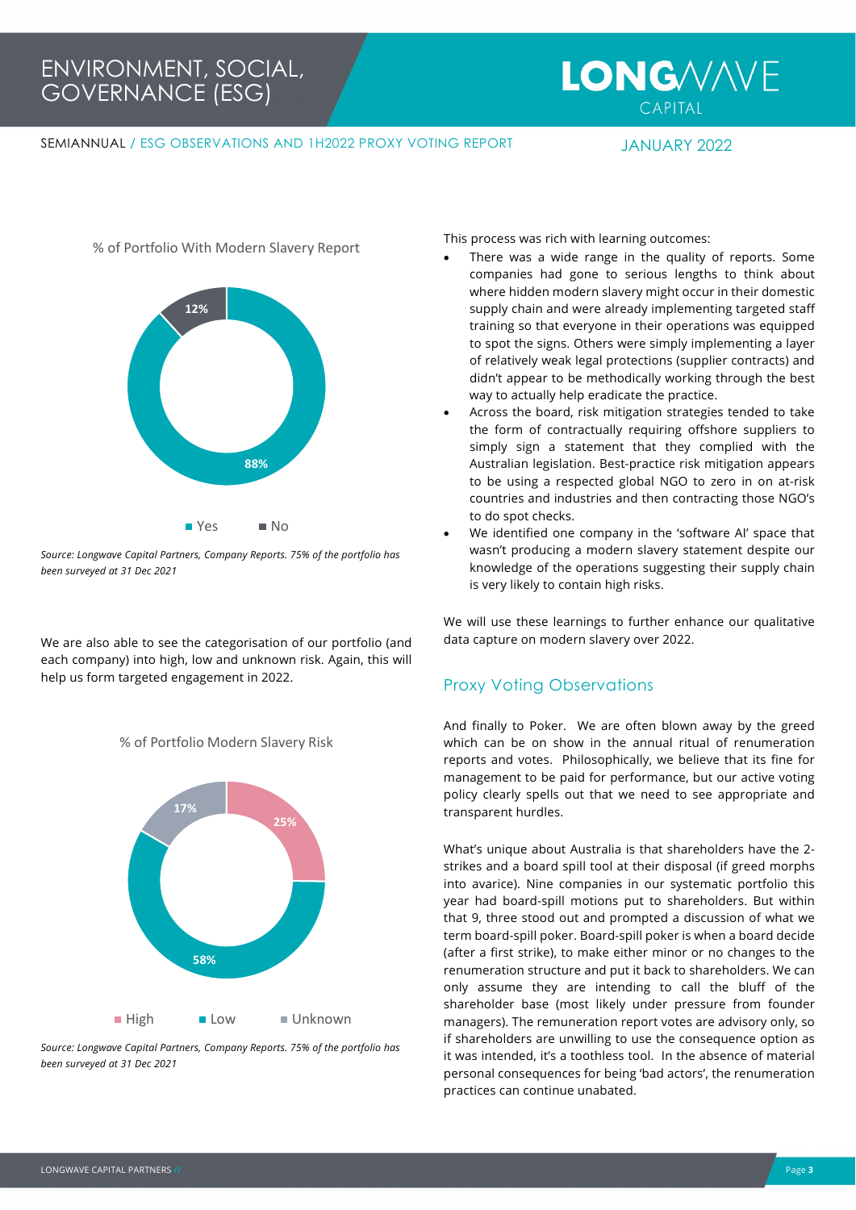% of Portfolio With Modern Slavery Report

- Yes: 88%
- No: 12%

*Source: Longwave Capital Partners, Company Reports. 75% of the portfolio has been surveyed at 31 Dec 2021*

We are also able to see the categorisation of our portfolio (and each company) into high, low and unknown risk. Again, this will help us form targeted engagement in 2022.

% of Portfolio Modern Slavery Risk

- High: 25%
- Low: 58%
- Unknown: 17%

*Source: Longwave Capital Partners, Company Reports. 75% of the portfolio has been surveyed at 31 Dec 2021*

This process was rich with learning outcomes:

- There was a wide range in the quality of reports. Some companies had gone to serious lengths to think about where hidden modern slavery might occur in their domestic supply chain and were already implementing targeted staff training so that everyone in their operations was equipped to spot the signs. Others were simply implementing a layer of relatively weak legal protections (supplier contracts) and didn't appear to be methodically working through the best way to actually help eradicate the practice.
- Across the board, risk mitigation strategies tended to take the form of contractually requiring offshore suppliers to simply sign a statement that they complied with the Australian legislation. Best-practice risk mitigation appears to be using a respected global NGO to zero in on at-risk countries and industries and then contracting those NGO's to do spot checks.
- We identified one company in the 'software AI' space that wasn't producing a modern slavery statement despite our knowledge of the operations suggesting their supply chain is very likely to contain high risks.

We will use these learnings to further enhance our qualitative data capture on modern slavery over 2022.

## Proxy Voting Observations

And finally to Poker. We are often blown away by the greed which can be on show in the annual ritual of renumeration reports and votes. Philosophically, we believe that its fine for management to be paid for performance, but our active voting policy clearly spells out that we need to see appropriate and transparent hurdles.

What's unique about Australia is that shareholders have the 2-strikes and a board spill tool at their disposal (if greed morphs into avarice). Nine companies in our systematic portfolio this year had board-spill motions put to shareholders. But within that 9, three stood out and prompted a discussion of what we term board-spill poker. Board-spill poker is when a board decide (after a first strike), to make either minor or no changes to the renumeration structure and put it back to shareholders. We can only assume they are intending to call the bluff of the shareholder base (most likely under pressure from founder managers). The remuneration report votes are advisory only, so if shareholders are unwilling to use the consequence option as it was intended, it's a toothless tool. In the absence of material personal consequences for being 'bad actors', the renumeration practices can continue unabated.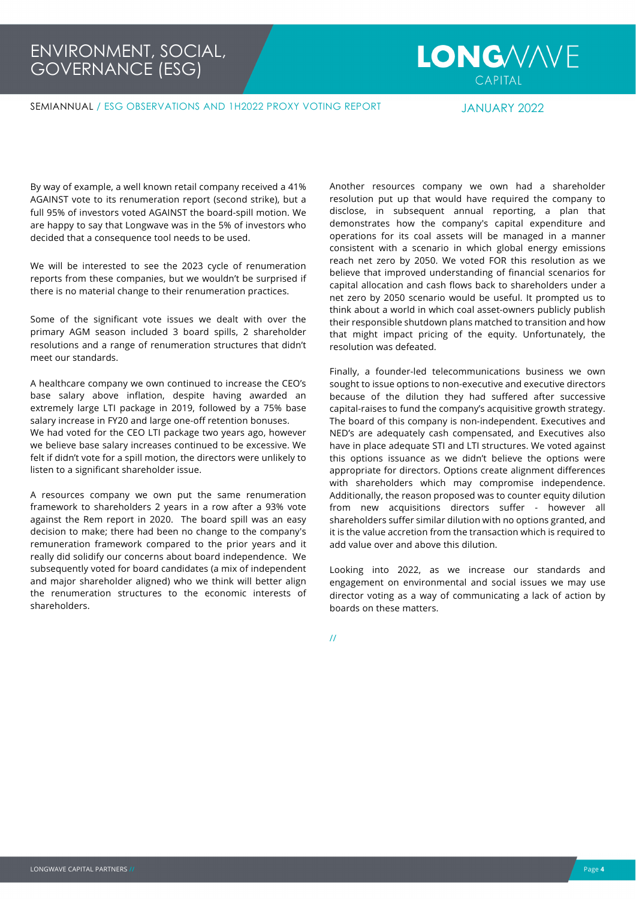By way of example, a well known retail company received a 41% AGAINST vote to its renumeration report (second strike), but a full 95% of investors voted AGAINST the board-spill motion. We are happy to say that Longwave was in the 5% of investors who decided that a consequence tool needs to be used.

We will be interested to see the 2023 cycle of renumeration reports from these companies, but we wouldn't be surprised if there is no material change to their renumeration practices.

Some of the significant vote issues we dealt with over the primary AGM season included 3 board spills, 2 shareholder resolutions and a range of renumeration structures that didn't meet our standards.

A healthcare company we own continued to increase the CEO's base salary above inflation, despite having awarded an extremely large LTI package in 2019, followed by a 75% base salary increase in FY20 and large one-off retention bonuses. We had voted for the CEO LTI package two years ago, however we believe base salary increases continued to be excessive. We felt if didn't vote for a spill motion, the directors were unlikely to listen to a significant shareholder issue.

A resources company we own put the same renumeration framework to shareholders 2 years in a row after a 93% vote against the Rem report in 2020. The board spill was an easy decision to make; there had been no change to the company's remuneration framework compared to the prior years and it really did solidify our concerns about board independence. We subsequently voted for board candidates (a mix of independent and major shareholder aligned) who we think will better align the renumeration structures to the economic interests of shareholders.

Another resources company we own had a shareholder resolution put up that would have required the company to disclose, in subsequent annual reporting, a plan that demonstrates how the company's capital expenditure and operations for its coal assets will be managed in a manner consistent with a scenario in which global energy emissions reach net zero by 2050. We voted FOR this resolution as we believe that improved understanding of financial scenarios for capital allocation and cash flows back to shareholders under a net zero by 2050 scenario would be useful. It prompted us to think about a world in which coal asset-owners publicly publish their responsible shutdown plans matched to transition and how that might impact pricing of the equity. Unfortunately, the resolution was defeated.

Finally, a founder-led telecommunications business we own sought to issue options to non-executive and executive directors because of the dilution they had suffered after successive capital-raises to fund the company's acquisitive growth strategy. The board of this company is non-independent. Executives and NED's are adequately cash compensated, and Executives also have in place adequate STI and LTI structures. We voted against this options issuance as we didn't believe the options were appropriate for directors. Options create alignment differences with shareholders which may compromise independence. Additionally, the reason proposed was to counter equity dilution from new acquisitions directors suffer - however all shareholders suffer similar dilution with no options granted, and it is the value accretion from the transaction which is required to add value over and above this dilution.

Looking into 2022, as we increase our standards and engagement on environmental and social issues we may use director voting as a way of communicating a lack of action by boards on these matters.

//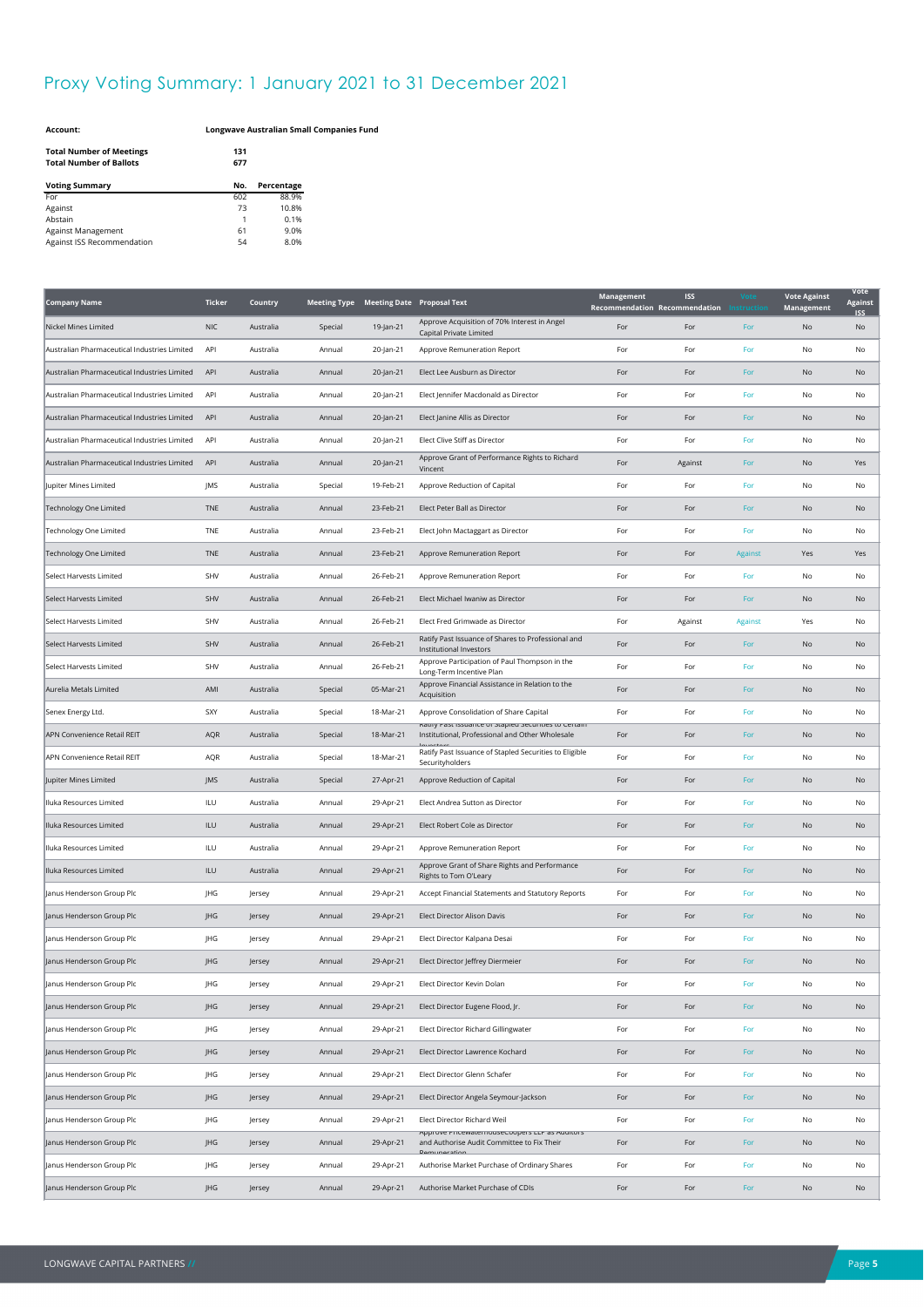# Proxy Voting Summary: 1 January 2021 to 31 December 2021

**Account:** **Longwave Australian Small Companies Fund**

**Total Number of Meetings** **131**
**Total Number of Ballots** **677**

| Voting Summary | No. | Percentage |
|---|---|---|
| For | 602 | 88.9% |
| Against | 73 | 10.8% |
| Abstain | 1 | 0.1% |
| Against Management | 61 | 9.0% |
| Against ISS Recommendation | 54 | 8.0% |

| Company Name | Ticker | Country | Meeting Type | Meeting Date | Proposal Text | Management Recommendation | ISS Recommendation | Vote Instruction | Vote Against Management | Vote Against ISS |
|---|---|---|---|---|---|---|---|---|---|---|
| Nickel Mines Limited | NIC | Australia | Special | 19-Jan-21 | Approve Acquisition of 70% Interest in Angel Capital Private Limited | For | For | For | No | No |
| Australian Pharmaceutical Industries Limited | API | Australia | Annual | 20-Jan-21 | Approve Remuneration Report | For | For | For | No | No |
| Australian Pharmaceutical Industries Limited | API | Australia | Annual | 20-Jan-21 | Elect Lee Ausburn as Director | For | For | For | No | No |
| Australian Pharmaceutical Industries Limited | API | Australia | Annual | 20-Jan-21 | Elect Jennifer Macdonald as Director | For | For | For | No | No |
| Australian Pharmaceutical Industries Limited | API | Australia | Annual | 20-Jan-21 | Elect Janine Allis as Director | For | For | For | No | No |
| Australian Pharmaceutical Industries Limited | API | Australia | Annual | 20-Jan-21 | Elect Clive Stiff as Director | For | For | For | No | No |
| Australian Pharmaceutical Industries Limited | API | Australia | Annual | 20-Jan-21 | Approve Grant of Performance Rights to Richard Vincent | For | Against | For | No | Yes |
| Jupiter Mines Limited | JMS | Australia | Special | 19-Feb-21 | Approve Reduction of Capital | For | For | For | No | No |
| Technology One Limited | TNE | Australia | Annual | 23-Feb-21 | Elect Peter Ball as Director | For | For | For | No | No |
| Technology One Limited | TNE | Australia | Annual | 23-Feb-21 | Elect John Mactaggart as Director | For | For | For | No | No |
| Technology One Limited | TNE | Australia | Annual | 23-Feb-21 | Approve Remuneration Report | For | For | Against | Yes | Yes |
| Select Harvests Limited | SHV | Australia | Annual | 26-Feb-21 | Approve Remuneration Report | For | For | For | No | No |
| Select Harvests Limited | SHV | Australia | Annual | 26-Feb-21 | Elect Michael Iwaniw as Director | For | For | For | No | No |
| Select Harvests Limited | SHV | Australia | Annual | 26-Feb-21 | Elect Fred Grimwade as Director | For | Against | Against | Yes | No |
| Select Harvests Limited | SHV | Australia | Annual | 26-Feb-21 | Ratify Past Issuance of Shares to Professional and Institutional Investors | For | For | For | No | No |
| Select Harvests Limited | SHV | Australia | Annual | 26-Feb-21 | Approve Participation of Paul Thompson in the Long-Term Incentive Plan | For | For | For | No | No |
| Aurelia Metals Limited | AMI | Australia | Special | 05-Mar-21 | Approve Financial Assistance in Relation to the Acquisition | For | For | For | No | No |
| Senex Energy Ltd. | SXY | Australia | Special | 18-Mar-21 | Approve Consolidation of Share Capital | For | For | For | No | No |
| APN Convenience Retail REIT | AQR | Australia | Special | 18-Mar-21 | Ratify Past Issuance of Stapled Securities to Certain Institutional, Professional and Other Wholesale Investors | For | For | For | No | No |
| APN Convenience Retail REIT | AQR | Australia | Special | 18-Mar-21 | Ratify Past Issuance of Stapled Securities to Eligible Securityholders | For | For | For | No | No |
| Jupiter Mines Limited | JMS | Australia | Special | 27-Apr-21 | Approve Reduction of Capital | For | For | For | No | No |
| Iluka Resources Limited | ILU | Australia | Annual | 29-Apr-21 | Elect Andrea Sutton as Director | For | For | For | No | No |
| Iluka Resources Limited | ILU | Australia | Annual | 29-Apr-21 | Elect Robert Cole as Director | For | For | For | No | No |
| Iluka Resources Limited | ILU | Australia | Annual | 29-Apr-21 | Approve Remuneration Report | For | For | For | No | No |
| Iluka Resources Limited | ILU | Australia | Annual | 29-Apr-21 | Approve Grant of Share Rights and Performance Rights to Tom O'Leary | For | For | For | No | No |
| Janus Henderson Group Plc | JHG | Jersey | Annual | 29-Apr-21 | Accept Financial Statements and Statutory Reports | For | For | For | No | No |
| Janus Henderson Group Plc | JHG | Jersey | Annual | 29-Apr-21 | Elect Director Alison Davis | For | For | For | No | No |
| Janus Henderson Group Plc | JHG | Jersey | Annual | 29-Apr-21 | Elect Director Kalpana Desai | For | For | For | No | No |
| Janus Henderson Group Plc | JHG | Jersey | Annual | 29-Apr-21 | Elect Director Jeffrey Diermeier | For | For | For | No | No |
| Janus Henderson Group Plc | JHG | Jersey | Annual | 29-Apr-21 | Elect Director Kevin Dolan | For | For | For | No | No |
| Janus Henderson Group Plc | JHG | Jersey | Annual | 29-Apr-21 | Elect Director Eugene Flood, Jr. | For | For | For | No | No |
| Janus Henderson Group Plc | JHG | Jersey | Annual | 29-Apr-21 | Elect Director Richard Gillingwater | For | For | For | No | No |
| Janus Henderson Group Plc | JHG | Jersey | Annual | 29-Apr-21 | Elect Director Lawrence Kochard | For | For | For | No | No |
| Janus Henderson Group Plc | JHG | Jersey | Annual | 29-Apr-21 | Elect Director Glenn Schafer | For | For | For | No | No |
| Janus Henderson Group Plc | JHG | Jersey | Annual | 29-Apr-21 | Elect Director Angela Seymour-Jackson | For | For | For | No | No |
| Janus Henderson Group Plc | JHG | Jersey | Annual | 29-Apr-21 | Elect Director Richard Weil | For | For | For | No | No |
| Janus Henderson Group Plc | JHG | Jersey | Annual | 29-Apr-21 | Approve PricewaterhouseCoopers LLP as Auditors and Authorise Audit Committee to Fix Their Remuneration | For | For | For | No | No |
| Janus Henderson Group Plc | JHG | Jersey | Annual | 29-Apr-21 | Authorise Market Purchase of Ordinary Shares | For | For | For | No | No |
| Janus Henderson Group Plc | JHG | Jersey | Annual | 29-Apr-21 | Authorise Market Purchase of CDIs | For | For | For | No | No |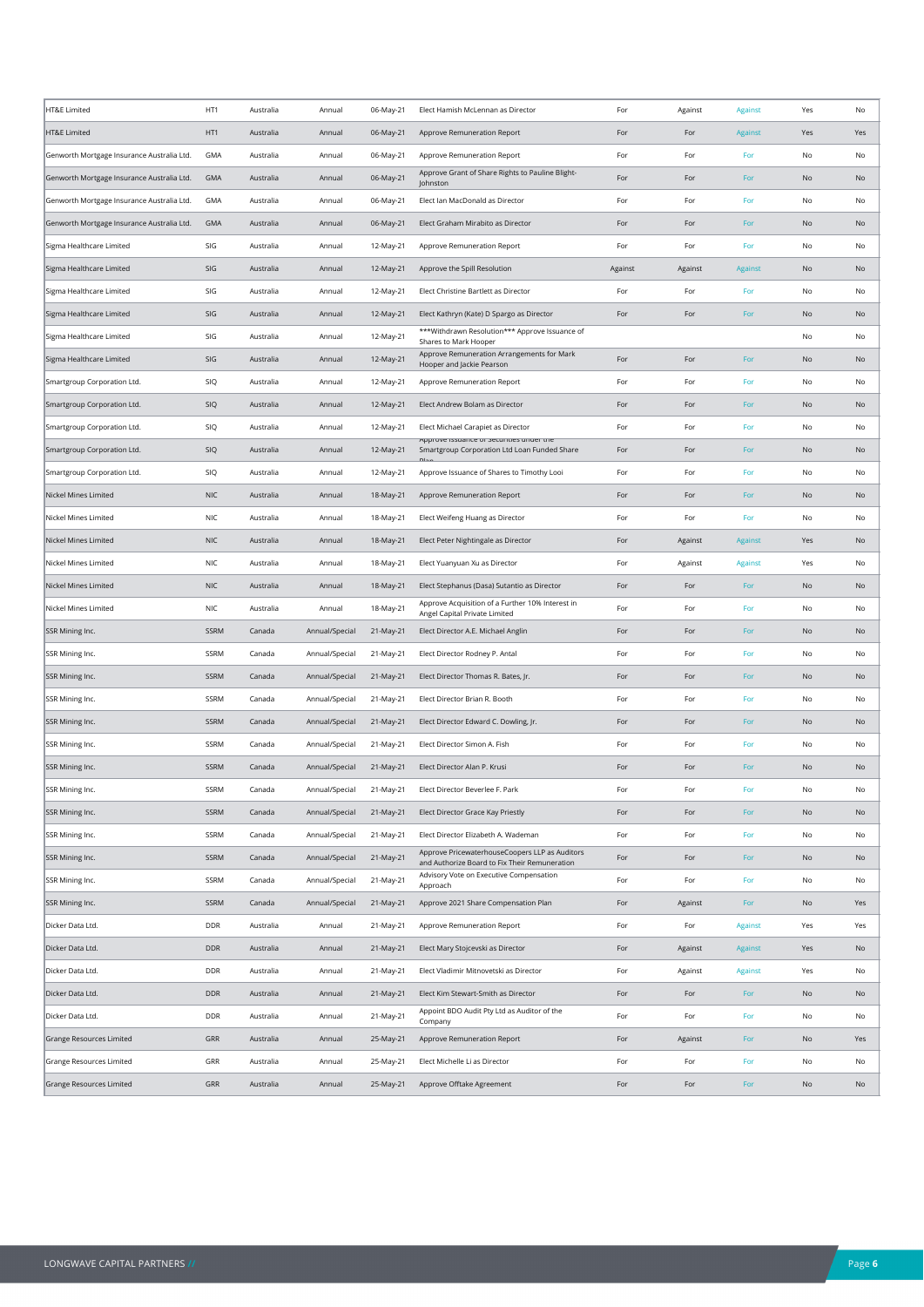| | | | | | | | | | | |
|---|---|---|---|---|---|---|---|---|---|---|
| HT&E Limited | HT1 | Australia | Annual | 06-May-21 | Elect Hamish McLennan as Director | For | Against | Against | Yes | No |
| HT&E Limited | HT1 | Australia | Annual | 06-May-21 | Approve Remuneration Report | For | For | Against | Yes | Yes |
| Genworth Mortgage Insurance Australia Ltd. | GMA | Australia | Annual | 06-May-21 | Approve Remuneration Report | For | For | For | No | No |
| Genworth Mortgage Insurance Australia Ltd. | GMA | Australia | Annual | 06-May-21 | Approve Grant of Share Rights to Pauline Blight-Johnston | For | For | For | No | No |
| Genworth Mortgage Insurance Australia Ltd. | GMA | Australia | Annual | 06-May-21 | Elect Ian MacDonald as Director | For | For | For | No | No |
| Genworth Mortgage Insurance Australia Ltd. | GMA | Australia | Annual | 06-May-21 | Elect Graham Mirabito as Director | For | For | For | No | No |
| Sigma Healthcare Limited | SIG | Australia | Annual | 12-May-21 | Approve Remuneration Report | For | For | For | No | No |
| Sigma Healthcare Limited | SIG | Australia | Annual | 12-May-21 | Approve the Spill Resolution | Against | Against | Against | No | No |
| Sigma Healthcare Limited | SIG | Australia | Annual | 12-May-21 | Elect Christine Bartlett as Director | For | For | For | No | No |
| Sigma Healthcare Limited | SIG | Australia | Annual | 12-May-21 | Elect Kathryn (Kate) D Spargo as Director | For | For | For | No | No |
| Sigma Healthcare Limited | SIG | Australia | Annual | 12-May-21 | ***Withdrawn Resolution*** Approve Issuance of Shares to Mark Hooper | | | | No | No |
| Sigma Healthcare Limited | SIG | Australia | Annual | 12-May-21 | Approve Remuneration Arrangements for Mark Hooper and Jackie Pearson | For | For | For | No | No |
| Smartgroup Corporation Ltd. | SIQ | Australia | Annual | 12-May-21 | Approve Remuneration Report | For | For | For | No | No |
| Smartgroup Corporation Ltd. | SIQ | Australia | Annual | 12-May-21 | Elect Andrew Bolam as Director | For | For | For | No | No |
| Smartgroup Corporation Ltd. | SIQ | Australia | Annual | 12-May-21 | Elect Michael Carapiet as Director | For | For | For | No | No |
| Smartgroup Corporation Ltd. | SIQ | Australia | Annual | 12-May-21 | Approve Issuance of Securities under the Smartgroup Corporation Ltd Loan Funded Share Plan | For | For | For | No | No |
| Smartgroup Corporation Ltd. | SIQ | Australia | Annual | 12-May-21 | Approve Issuance of Shares to Timothy Looi | For | For | For | No | No |
| Nickel Mines Limited | NIC | Australia | Annual | 18-May-21 | Approve Remuneration Report | For | For | For | No | No |
| Nickel Mines Limited | NIC | Australia | Annual | 18-May-21 | Elect Weifeng Huang as Director | For | For | For | No | No |
| Nickel Mines Limited | NIC | Australia | Annual | 18-May-21 | Elect Peter Nightingale as Director | For | Against | Against | Yes | No |
| Nickel Mines Limited | NIC | Australia | Annual | 18-May-21 | Elect Yuanyuan Xu as Director | For | Against | Against | Yes | No |
| Nickel Mines Limited | NIC | Australia | Annual | 18-May-21 | Elect Stephanus (Dasa) Sutantio as Director | For | For | For | No | No |
| Nickel Mines Limited | NIC | Australia | Annual | 18-May-21 | Approve Acquisition of a Further 10% Interest in Angel Capital Private Limited | For | For | For | No | No |
| SSR Mining Inc. | SSRM | Canada | Annual/Special | 21-May-21 | Elect Director A.E. Michael Anglin | For | For | For | No | No |
| SSR Mining Inc. | SSRM | Canada | Annual/Special | 21-May-21 | Elect Director Rodney P. Antal | For | For | For | No | No |
| SSR Mining Inc. | SSRM | Canada | Annual/Special | 21-May-21 | Elect Director Thomas R. Bates, Jr. | For | For | For | No | No |
| SSR Mining Inc. | SSRM | Canada | Annual/Special | 21-May-21 | Elect Director Brian R. Booth | For | For | For | No | No |
| SSR Mining Inc. | SSRM | Canada | Annual/Special | 21-May-21 | Elect Director Edward C. Dowling, Jr. | For | For | For | No | No |
| SSR Mining Inc. | SSRM | Canada | Annual/Special | 21-May-21 | Elect Director Simon A. Fish | For | For | For | No | No |
| SSR Mining Inc. | SSRM | Canada | Annual/Special | 21-May-21 | Elect Director Alan P. Krusi | For | For | For | No | No |
| SSR Mining Inc. | SSRM | Canada | Annual/Special | 21-May-21 | Elect Director Beverlee F. Park | For | For | For | No | No |
| SSR Mining Inc. | SSRM | Canada | Annual/Special | 21-May-21 | Elect Director Grace Kay Priestly | For | For | For | No | No |
| SSR Mining Inc. | SSRM | Canada | Annual/Special | 21-May-21 | Elect Director Elizabeth A. Wademan | For | For | For | No | No |
| SSR Mining Inc. | SSRM | Canada | Annual/Special | 21-May-21 | Approve PricewaterhouseCoopers LLP as Auditors and Authorize Board to Fix Their Remuneration | For | For | For | No | No |
| SSR Mining Inc. | SSRM | Canada | Annual/Special | 21-May-21 | Advisory Vote on Executive Compensation Approach | For | For | For | No | No |
| SSR Mining Inc. | SSRM | Canada | Annual/Special | 21-May-21 | Approve 2021 Share Compensation Plan | For | Against | For | No | Yes |
| Dicker Data Ltd. | DDR | Australia | Annual | 21-May-21 | Approve Remuneration Report | For | For | Against | Yes | Yes |
| Dicker Data Ltd. | DDR | Australia | Annual | 21-May-21 | Elect Mary Stojcevski as Director | For | Against | Against | Yes | No |
| Dicker Data Ltd. | DDR | Australia | Annual | 21-May-21 | Elect Vladimir Mitnovetski as Director | For | Against | Against | Yes | No |
| Dicker Data Ltd. | DDR | Australia | Annual | 21-May-21 | Elect Kim Stewart-Smith as Director | For | For | For | No | No |
| Dicker Data Ltd. | DDR | Australia | Annual | 21-May-21 | Appoint BDO Audit Pty Ltd as Auditor of the Company | For | For | For | No | No |
| Grange Resources Limited | GRR | Australia | Annual | 25-May-21 | Approve Remuneration Report | For | Against | For | No | Yes |
| Grange Resources Limited | GRR | Australia | Annual | 25-May-21 | Elect Michelle Li as Director | For | For | For | No | No |
| Grange Resources Limited | GRR | Australia | Annual | 25-May-21 | Approve Offtake Agreement | For | For | For | No | No |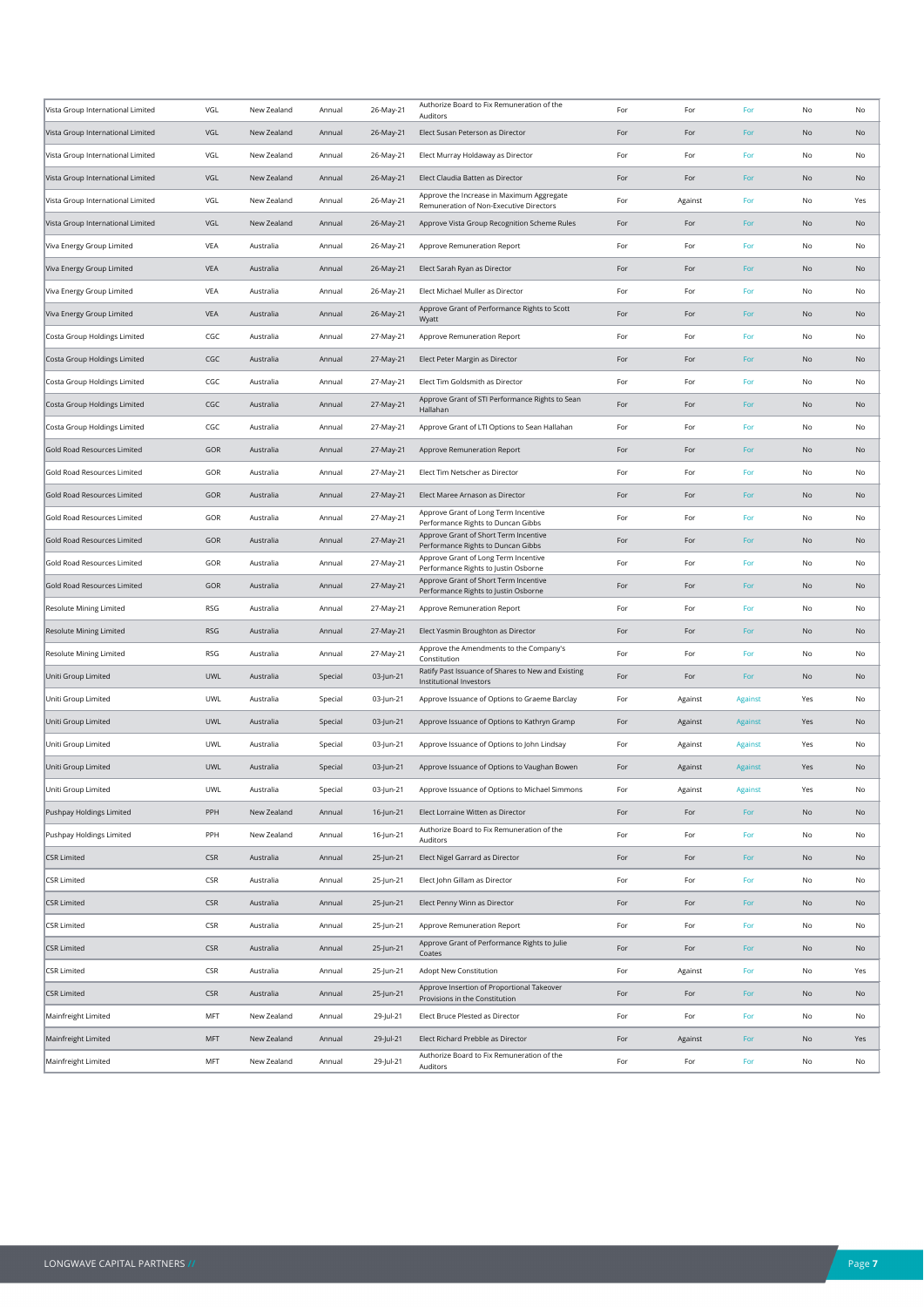| Vista Group International Limited | VGL | New Zealand | Annual | 26-May-21 | Authorize Board to Fix Remuneration of the Auditors | For | For | For | No | No |
|---|---|---|---|---|---|---|---|---|---|---|
| Vista Group International Limited | VGL | New Zealand | Annual | 26-May-21 | Elect Susan Peterson as Director | For | For | For | No | No |
| Vista Group International Limited | VGL | New Zealand | Annual | 26-May-21 | Elect Murray Holdaway as Director | For | For | For | No | No |
| Vista Group International Limited | VGL | New Zealand | Annual | 26-May-21 | Elect Claudia Batten as Director | For | For | For | No | No |
| Vista Group International Limited | VGL | New Zealand | Annual | 26-May-21 | Approve the Increase in Maximum Aggregate Remuneration of Non-Executive Directors | For | Against | For | No | Yes |
| Vista Group International Limited | VGL | New Zealand | Annual | 26-May-21 | Approve Vista Group Recognition Scheme Rules | For | For | For | No | No |
| Viva Energy Group Limited | VEA | Australia | Annual | 26-May-21 | Approve Remuneration Report | For | For | For | No | No |
| Viva Energy Group Limited | VEA | Australia | Annual | 26-May-21 | Elect Sarah Ryan as Director | For | For | For | No | No |
| Viva Energy Group Limited | VEA | Australia | Annual | 26-May-21 | Elect Michael Muller as Director | For | For | For | No | No |
| Viva Energy Group Limited | VEA | Australia | Annual | 26-May-21 | Approve Grant of Performance Rights to Scott Wyatt | For | For | For | No | No |
| Costa Group Holdings Limited | CGC | Australia | Annual | 27-May-21 | Approve Remuneration Report | For | For | For | No | No |
| Costa Group Holdings Limited | CGC | Australia | Annual | 27-May-21 | Elect Peter Margin as Director | For | For | For | No | No |
| Costa Group Holdings Limited | CGC | Australia | Annual | 27-May-21 | Elect Tim Goldsmith as Director | For | For | For | No | No |
| Costa Group Holdings Limited | CGC | Australia | Annual | 27-May-21 | Approve Grant of STI Performance Rights to Sean Hallahan | For | For | For | No | No |
| Costa Group Holdings Limited | CGC | Australia | Annual | 27-May-21 | Approve Grant of LTI Options to Sean Hallahan | For | For | For | No | No |
| Gold Road Resources Limited | GOR | Australia | Annual | 27-May-21 | Approve Remuneration Report | For | For | For | No | No |
| Gold Road Resources Limited | GOR | Australia | Annual | 27-May-21 | Elect Tim Netscher as Director | For | For | For | No | No |
| Gold Road Resources Limited | GOR | Australia | Annual | 27-May-21 | Elect Maree Arnason as Director | For | For | For | No | No |
| Gold Road Resources Limited | GOR | Australia | Annual | 27-May-21 | Approve Grant of Long Term Incentive Performance Rights to Duncan Gibbs | For | For | For | No | No |
| Gold Road Resources Limited | GOR | Australia | Annual | 27-May-21 | Approve Grant of Short Term Incentive Performance Rights to Duncan Gibbs | For | For | For | No | No |
| Gold Road Resources Limited | GOR | Australia | Annual | 27-May-21 | Approve Grant of Long Term Incentive Performance Rights to Justin Osborne | For | For | For | No | No |
| Gold Road Resources Limited | GOR | Australia | Annual | 27-May-21 | Approve Grant of Short Term Incentive Performance Rights to Justin Osborne | For | For | For | No | No |
| Resolute Mining Limited | RSG | Australia | Annual | 27-May-21 | Approve Remuneration Report | For | For | For | No | No |
| Resolute Mining Limited | RSG | Australia | Annual | 27-May-21 | Elect Yasmin Broughton as Director | For | For | For | No | No |
| Resolute Mining Limited | RSG | Australia | Annual | 27-May-21 | Approve the Amendments to the Company's Constitution | For | For | For | No | No |
| Uniti Group Limited | UWL | Australia | Special | 03-Jun-21 | Ratify Past Issuance of Shares to New and Existing Institutional Investors | For | For | For | No | No |
| Uniti Group Limited | UWL | Australia | Special | 03-Jun-21 | Approve Issuance of Options to Graeme Barclay | For | Against | Against | Yes | No |
| Uniti Group Limited | UWL | Australia | Special | 03-Jun-21 | Approve Issuance of Options to Kathryn Gramp | For | Against | Against | Yes | No |
| Uniti Group Limited | UWL | Australia | Special | 03-Jun-21 | Approve Issuance of Options to John Lindsay | For | Against | Against | Yes | No |
| Uniti Group Limited | UWL | Australia | Special | 03-Jun-21 | Approve Issuance of Options to Vaughan Bowen | For | Against | Against | Yes | No |
| Uniti Group Limited | UWL | Australia | Special | 03-Jun-21 | Approve Issuance of Options to Michael Simmons | For | Against | Against | Yes | No |
| Pushpay Holdings Limited | PPH | New Zealand | Annual | 16-Jun-21 | Elect Lorraine Witten as Director | For | For | For | No | No |
| Pushpay Holdings Limited | PPH | New Zealand | Annual | 16-Jun-21 | Authorize Board to Fix Remuneration of the Auditors | For | For | For | No | No |
| CSR Limited | CSR | Australia | Annual | 25-Jun-21 | Elect Nigel Garrard as Director | For | For | For | No | No |
| CSR Limited | CSR | Australia | Annual | 25-Jun-21 | Elect John Gillam as Director | For | For | For | No | No |
| CSR Limited | CSR | Australia | Annual | 25-Jun-21 | Elect Penny Winn as Director | For | For | For | No | No |
| CSR Limited | CSR | Australia | Annual | 25-Jun-21 | Approve Remuneration Report | For | For | For | No | No |
| CSR Limited | CSR | Australia | Annual | 25-Jun-21 | Approve Grant of Performance Rights to Julie Coates | For | For | For | No | No |
| CSR Limited | CSR | Australia | Annual | 25-Jun-21 | Adopt New Constitution | For | Against | For | No | Yes |
| CSR Limited | CSR | Australia | Annual | 25-Jun-21 | Approve Insertion of Proportional Takeover Provisions in the Constitution | For | For | For | No | No |
| Mainfreight Limited | MFT | New Zealand | Annual | 29-Jul-21 | Elect Bruce Plested as Director | For | For | For | No | No |
| Mainfreight Limited | MFT | New Zealand | Annual | 29-Jul-21 | Elect Richard Prebble as Director | For | Against | For | No | Yes |
| Mainfreight Limited | MFT | New Zealand | Annual | 29-Jul-21 | Authorize Board to Fix Remuneration of the Auditors | For | For | For | No | No |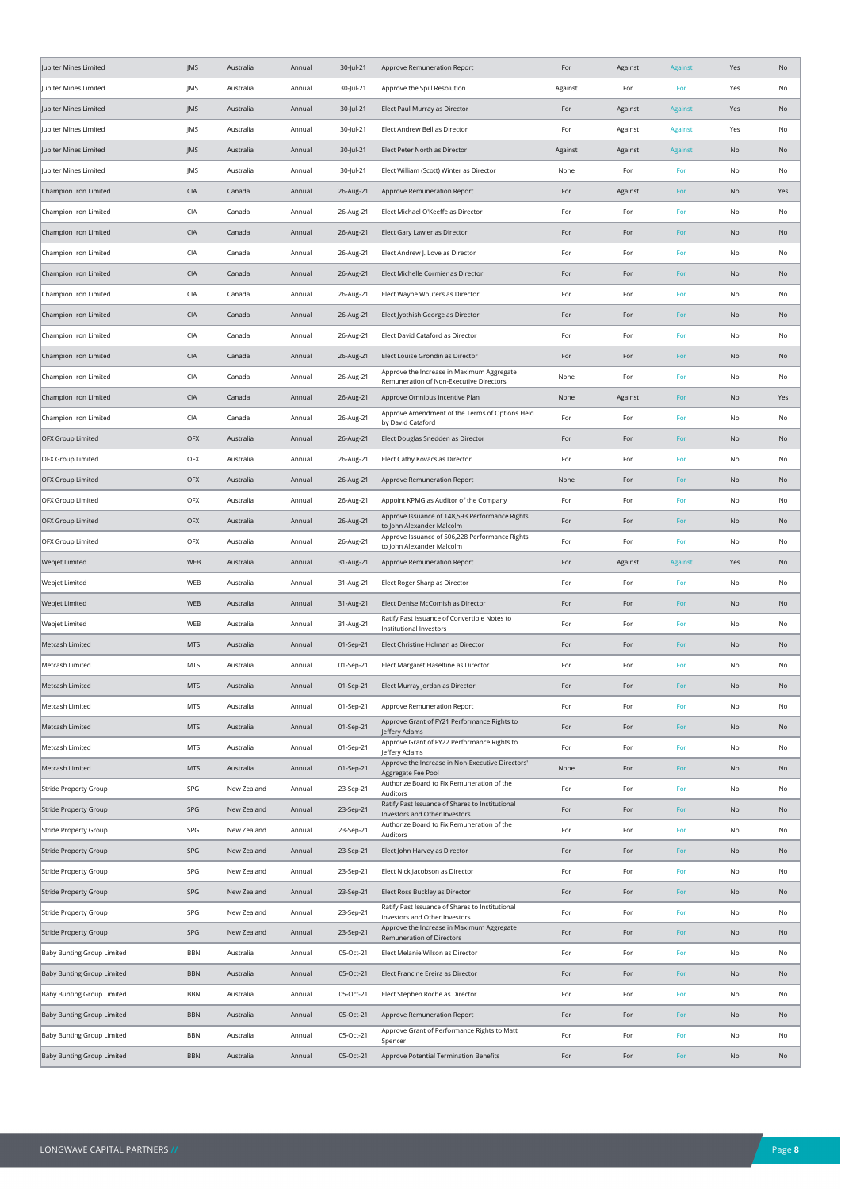| | | | | | | | | | | |
|---|---|---|---|---|---|---|---|---|---|---|
| Jupiter Mines Limited | JMS | Australia | Annual | 30-Jul-21 | Approve Remuneration Report | For | Against | Against | Yes | No |
| Jupiter Mines Limited | JMS | Australia | Annual | 30-Jul-21 | Approve the Spill Resolution | Against | For | For | Yes | No |
| Jupiter Mines Limited | JMS | Australia | Annual | 30-Jul-21 | Elect Paul Murray as Director | For | Against | Against | Yes | No |
| Jupiter Mines Limited | JMS | Australia | Annual | 30-Jul-21 | Elect Andrew Bell as Director | For | Against | Against | Yes | No |
| Jupiter Mines Limited | JMS | Australia | Annual | 30-Jul-21 | Elect Peter North as Director | Against | Against | Against | No | No |
| Jupiter Mines Limited | JMS | Australia | Annual | 30-Jul-21 | Elect William (Scott) Winter as Director | None | For | For | No | No |
| Champion Iron Limited | CIA | Canada | Annual | 26-Aug-21 | Approve Remuneration Report | For | Against | For | No | Yes |
| Champion Iron Limited | CIA | Canada | Annual | 26-Aug-21 | Elect Michael O'Keeffe as Director | For | For | For | No | No |
| Champion Iron Limited | CIA | Canada | Annual | 26-Aug-21 | Elect Gary Lawler as Director | For | For | For | No | No |
| Champion Iron Limited | CIA | Canada | Annual | 26-Aug-21 | Elect Andrew J. Love as Director | For | For | For | No | No |
| Champion Iron Limited | CIA | Canada | Annual | 26-Aug-21 | Elect Michelle Cormier as Director | For | For | For | No | No |
| Champion Iron Limited | CIA | Canada | Annual | 26-Aug-21 | Elect Wayne Wouters as Director | For | For | For | No | No |
| Champion Iron Limited | CIA | Canada | Annual | 26-Aug-21 | Elect Jyothish George as Director | For | For | For | No | No |
| Champion Iron Limited | CIA | Canada | Annual | 26-Aug-21 | Elect David Cataford as Director | For | For | For | No | No |
| Champion Iron Limited | CIA | Canada | Annual | 26-Aug-21 | Elect Louise Grondin as Director | For | For | For | No | No |
| Champion Iron Limited | CIA | Canada | Annual | 26-Aug-21 | Approve the Increase in Maximum Aggregate Remuneration of Non-Executive Directors | None | For | For | No | No |
| Champion Iron Limited | CIA | Canada | Annual | 26-Aug-21 | Approve Omnibus Incentive Plan | None | Against | For | No | Yes |
| Champion Iron Limited | CIA | Canada | Annual | 26-Aug-21 | Approve Amendment of the Terms of Options Held by David Cataford | For | For | For | No | No |
| OFX Group Limited | OFX | Australia | Annual | 26-Aug-21 | Elect Douglas Snedden as Director | For | For | For | No | No |
| OFX Group Limited | OFX | Australia | Annual | 26-Aug-21 | Elect Cathy Kovacs as Director | For | For | For | No | No |
| OFX Group Limited | OFX | Australia | Annual | 26-Aug-21 | Approve Remuneration Report | None | For | For | No | No |
| OFX Group Limited | OFX | Australia | Annual | 26-Aug-21 | Appoint KPMG as Auditor of the Company | For | For | For | No | No |
| OFX Group Limited | OFX | Australia | Annual | 26-Aug-21 | Approve Issuance of 148,593 Performance Rights to John Alexander Malcolm | For | For | For | No | No |
| OFX Group Limited | OFX | Australia | Annual | 26-Aug-21 | Approve Issuance of 506,228 Performance Rights to John Alexander Malcolm | For | For | For | No | No |
| Webjet Limited | WEB | Australia | Annual | 31-Aug-21 | Approve Remuneration Report | For | Against | Against | Yes | No |
| Webjet Limited | WEB | Australia | Annual | 31-Aug-21 | Elect Roger Sharp as Director | For | For | For | No | No |
| Webjet Limited | WEB | Australia | Annual | 31-Aug-21 | Elect Denise McComish as Director | For | For | For | No | No |
| Webjet Limited | WEB | Australia | Annual | 31-Aug-21 | Ratify Past Issuance of Convertible Notes to Institutional Investors | For | For | For | No | No |
| Metcash Limited | MTS | Australia | Annual | 01-Sep-21 | Elect Christine Holman as Director | For | For | For | No | No |
| Metcash Limited | MTS | Australia | Annual | 01-Sep-21 | Elect Margaret Haseltine as Director | For | For | For | No | No |
| Metcash Limited | MTS | Australia | Annual | 01-Sep-21 | Elect Murray Jordan as Director | For | For | For | No | No |
| Metcash Limited | MTS | Australia | Annual | 01-Sep-21 | Approve Remuneration Report | For | For | For | No | No |
| Metcash Limited | MTS | Australia | Annual | 01-Sep-21 | Approve Grant of FY21 Performance Rights to Jeffery Adams | For | For | For | No | No |
| Metcash Limited | MTS | Australia | Annual | 01-Sep-21 | Approve Grant of FY22 Performance Rights to Jeffery Adams | For | For | For | No | No |
| Metcash Limited | MTS | Australia | Annual | 01-Sep-21 | Approve the Increase in Non-Executive Directors' Aggregate Fee Pool | None | For | For | No | No |
| Stride Property Group | SPG | New Zealand | Annual | 23-Sep-21 | Authorize Board to Fix Remuneration of the Auditors | For | For | For | No | No |
| Stride Property Group | SPG | New Zealand | Annual | 23-Sep-21 | Ratify Past Issuance of Shares to Institutional Investors and Other Investors | For | For | For | No | No |
| Stride Property Group | SPG | New Zealand | Annual | 23-Sep-21 | Authorize Board to Fix Remuneration of the Auditors | For | For | For | No | No |
| Stride Property Group | SPG | New Zealand | Annual | 23-Sep-21 | Elect John Harvey as Director | For | For | For | No | No |
| Stride Property Group | SPG | New Zealand | Annual | 23-Sep-21 | Elect Nick Jacobson as Director | For | For | For | No | No |
| Stride Property Group | SPG | New Zealand | Annual | 23-Sep-21 | Elect Ross Buckley as Director | For | For | For | No | No |
| Stride Property Group | SPG | New Zealand | Annual | 23-Sep-21 | Ratify Past Issuance of Shares to Institutional Investors and Other Investors | For | For | For | No | No |
| Stride Property Group | SPG | New Zealand | Annual | 23-Sep-21 | Approve the Increase in Maximum Aggregate Remuneration of Directors | For | For | For | No | No |
| Baby Bunting Group Limited | BBN | Australia | Annual | 05-Oct-21 | Elect Melanie Wilson as Director | For | For | For | No | No |
| Baby Bunting Group Limited | BBN | Australia | Annual | 05-Oct-21 | Elect Francine Ereira as Director | For | For | For | No | No |
| Baby Bunting Group Limited | BBN | Australia | Annual | 05-Oct-21 | Elect Stephen Roche as Director | For | For | For | No | No |
| Baby Bunting Group Limited | BBN | Australia | Annual | 05-Oct-21 | Approve Remuneration Report | For | For | For | No | No |
| Baby Bunting Group Limited | BBN | Australia | Annual | 05-Oct-21 | Approve Grant of Performance Rights to Matt Spencer | For | For | For | No | No |
| Baby Bunting Group Limited | BBN | Australia | Annual | 05-Oct-21 | Approve Potential Termination Benefits | For | For | For | No | No |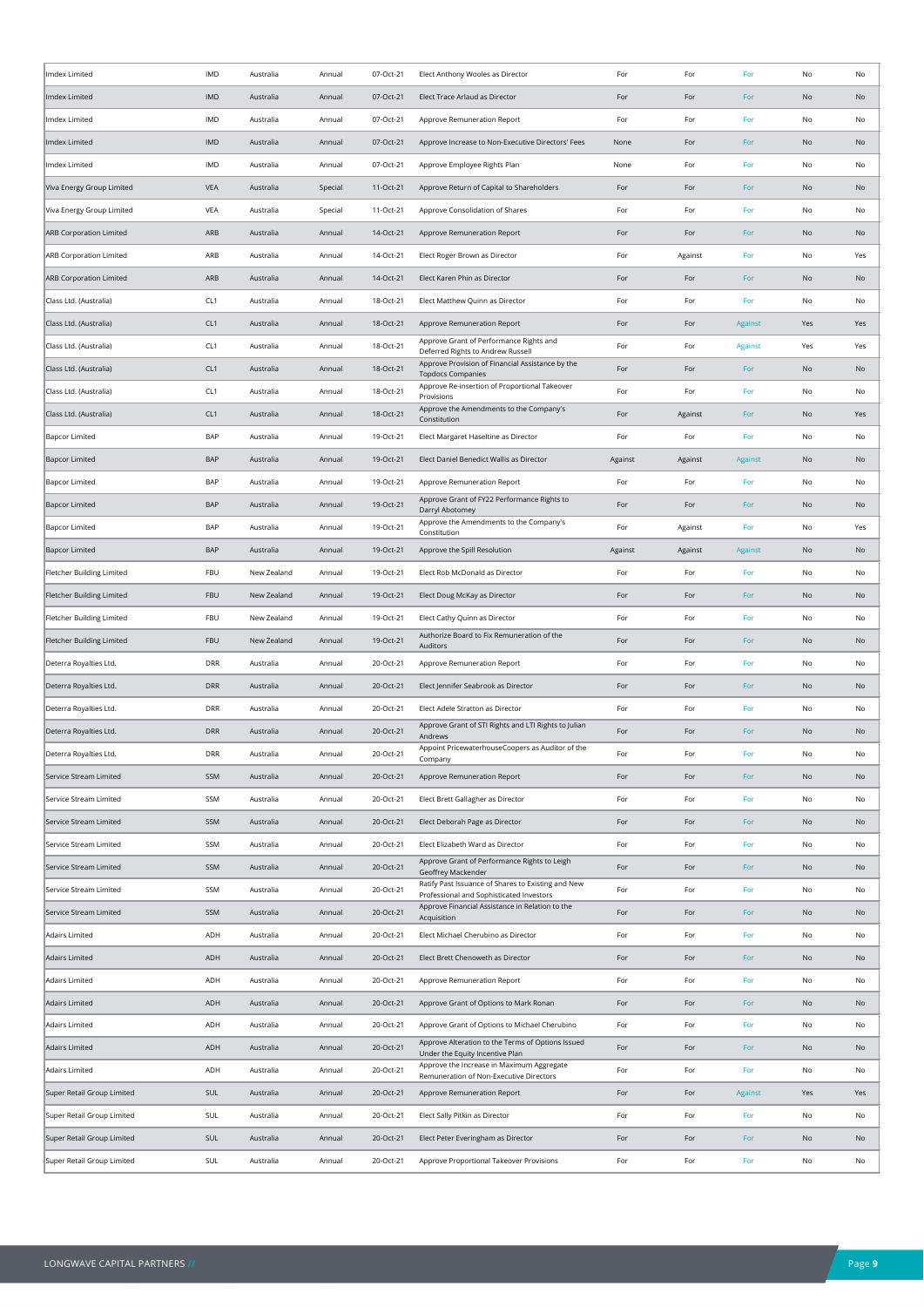| | | | | | | | | | | |
|---|---|---|---|---|---|---|---|---|---|---|
| Imdex Limited | IMD | Australia | Annual | 07-Oct-21 | Elect Anthony Wooles as Director | For | For | For | No | No |
| Imdex Limited | IMD | Australia | Annual | 07-Oct-21 | Elect Trace Arlaud as Director | For | For | For | No | No |
| Imdex Limited | IMD | Australia | Annual | 07-Oct-21 | Approve Remuneration Report | For | For | For | No | No |
| Imdex Limited | IMD | Australia | Annual | 07-Oct-21 | Approve Increase to Non-Executive Directors' Fees | None | For | For | No | No |
| Imdex Limited | IMD | Australia | Annual | 07-Oct-21 | Approve Employee Rights Plan | None | For | For | No | No |
| Viva Energy Group Limited | VEA | Australia | Special | 11-Oct-21 | Approve Return of Capital to Shareholders | For | For | For | No | No |
| Viva Energy Group Limited | VEA | Australia | Special | 11-Oct-21 | Approve Consolidation of Shares | For | For | For | No | No |
| ARB Corporation Limited | ARB | Australia | Annual | 14-Oct-21 | Approve Remuneration Report | For | For | For | No | No |
| ARB Corporation Limited | ARB | Australia | Annual | 14-Oct-21 | Elect Roger Brown as Director | For | Against | For | No | Yes |
| ARB Corporation Limited | ARB | Australia | Annual | 14-Oct-21 | Elect Karen Phin as Director | For | For | For | No | No |
| Class Ltd. (Australia) | CL1 | Australia | Annual | 18-Oct-21 | Elect Matthew Quinn as Director | For | For | For | No | No |
| Class Ltd. (Australia) | CL1 | Australia | Annual | 18-Oct-21 | Approve Remuneration Report | For | For | Against | Yes | Yes |
| Class Ltd. (Australia) | CL1 | Australia | Annual | 18-Oct-21 | Approve Grant of Performance Rights and Deferred Rights to Andrew Russell | For | For | Against | Yes | Yes |
| Class Ltd. (Australia) | CL1 | Australia | Annual | 18-Oct-21 | Approve Provision of Financial Assistance by the Topdocs Companies | For | For | For | No | No |
| Class Ltd. (Australia) | CL1 | Australia | Annual | 18-Oct-21 | Approve Re-insertion of Proportional Takeover Provisions | For | For | For | No | No |
| Class Ltd. (Australia) | CL1 | Australia | Annual | 18-Oct-21 | Approve the Amendments to the Company's Constitution | For | Against | For | No | Yes |
| Bapcor Limited | BAP | Australia | Annual | 19-Oct-21 | Elect Margaret Haseltine as Director | For | For | For | No | No |
| Bapcor Limited | BAP | Australia | Annual | 19-Oct-21 | Elect Daniel Benedict Wallis as Director | Against | Against | Against | No | No |
| Bapcor Limited | BAP | Australia | Annual | 19-Oct-21 | Approve Remuneration Report | For | For | For | No | No |
| Bapcor Limited | BAP | Australia | Annual | 19-Oct-21 | Approve Grant of FY22 Performance Rights to Darryl Abotomey | For | For | For | No | No |
| Bapcor Limited | BAP | Australia | Annual | 19-Oct-21 | Approve the Amendments to the Company's Constitution | For | Against | For | No | Yes |
| Bapcor Limited | BAP | Australia | Annual | 19-Oct-21 | Approve the Spill Resolution | Against | Against | Against | No | No |
| Fletcher Building Limited | FBU | New Zealand | Annual | 19-Oct-21 | Elect Rob McDonald as Director | For | For | For | No | No |
| Fletcher Building Limited | FBU | New Zealand | Annual | 19-Oct-21 | Elect Doug McKay as Director | For | For | For | No | No |
| Fletcher Building Limited | FBU | New Zealand | Annual | 19-Oct-21 | Elect Cathy Quinn as Director | For | For | For | No | No |
| Fletcher Building Limited | FBU | New Zealand | Annual | 19-Oct-21 | Authorize Board to Fix Remuneration of the Auditors | For | For | For | No | No |
| Deterra Royalties Ltd. | DRR | Australia | Annual | 20-Oct-21 | Approve Remuneration Report | For | For | For | No | No |
| Deterra Royalties Ltd. | DRR | Australia | Annual | 20-Oct-21 | Elect Jennifer Seabrook as Director | For | For | For | No | No |
| Deterra Royalties Ltd. | DRR | Australia | Annual | 20-Oct-21 | Elect Adele Stratton as Director | For | For | For | No | No |
| Deterra Royalties Ltd. | DRR | Australia | Annual | 20-Oct-21 | Approve Grant of STI Rights and LTI Rights to Julian Andrews | For | For | For | No | No |
| Deterra Royalties Ltd. | DRR | Australia | Annual | 20-Oct-21 | Appoint PricewaterhouseCoopers as Auditor of the Company | For | For | For | No | No |
| Service Stream Limited | SSM | Australia | Annual | 20-Oct-21 | Approve Remuneration Report | For | For | For | No | No |
| Service Stream Limited | SSM | Australia | Annual | 20-Oct-21 | Elect Brett Gallagher as Director | For | For | For | No | No |
| Service Stream Limited | SSM | Australia | Annual | 20-Oct-21 | Elect Deborah Page as Director | For | For | For | No | No |
| Service Stream Limited | SSM | Australia | Annual | 20-Oct-21 | Elect Elizabeth Ward as Director | For | For | For | No | No |
| Service Stream Limited | SSM | Australia | Annual | 20-Oct-21 | Approve Grant of Performance Rights to Leigh Geoffrey Mackender | For | For | For | No | No |
| Service Stream Limited | SSM | Australia | Annual | 20-Oct-21 | Ratify Past Issuance of Shares to Existing and New Professional and Sophisticated Investors | For | For | For | No | No |
| Service Stream Limited | SSM | Australia | Annual | 20-Oct-21 | Approve Financial Assistance in Relation to the Acquisition | For | For | For | No | No |
| Adairs Limited | ADH | Australia | Annual | 20-Oct-21 | Elect Michael Cherubino as Director | For | For | For | No | No |
| Adairs Limited | ADH | Australia | Annual | 20-Oct-21 | Elect Brett Chenoweth as Director | For | For | For | No | No |
| Adairs Limited | ADH | Australia | Annual | 20-Oct-21 | Approve Remuneration Report | For | For | For | No | No |
| Adairs Limited | ADH | Australia | Annual | 20-Oct-21 | Approve Grant of Options to Mark Ronan | For | For | For | No | No |
| Adairs Limited | ADH | Australia | Annual | 20-Oct-21 | Approve Grant of Options to Michael Cherubino | For | For | For | No | No |
| Adairs Limited | ADH | Australia | Annual | 20-Oct-21 | Approve Alteration to the Terms of Options Issued Under the Equity Incentive Plan | For | For | For | No | No |
| Adairs Limited | ADH | Australia | Annual | 20-Oct-21 | Approve the Increase in Maximum Aggregate Remuneration of Non-Executive Directors | For | For | For | No | No |
| Super Retail Group Limited | SUL | Australia | Annual | 20-Oct-21 | Approve Remuneration Report | For | For | Against | Yes | Yes |
| Super Retail Group Limited | SUL | Australia | Annual | 20-Oct-21 | Elect Sally Pitkin as Director | For | For | For | No | No |
| Super Retail Group Limited | SUL | Australia | Annual | 20-Oct-21 | Elect Peter Everingham as Director | For | For | For | No | No |
| Super Retail Group Limited | SUL | Australia | Annual | 20-Oct-21 | Approve Proportional Takeover Provisions | For | For | For | No | No |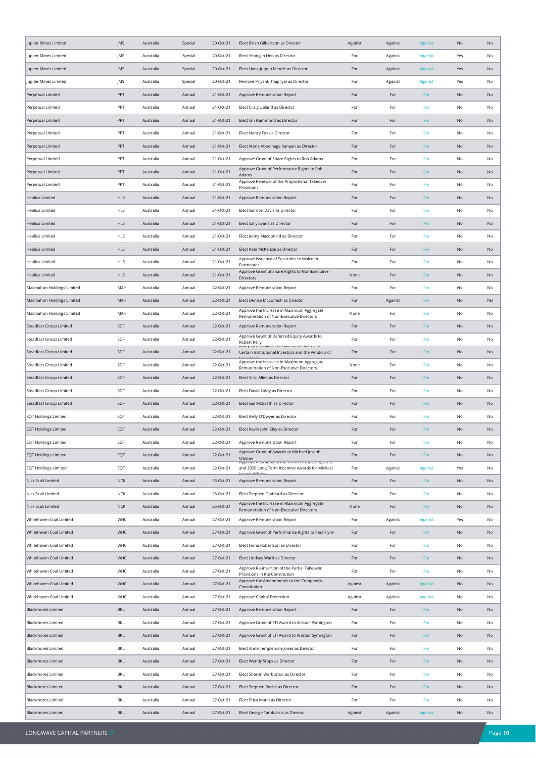| Jupiter Mines Limited | JMS | Australia | Special | 20-Oct-21 | Elect Brian Gilbertson as Director | Against | Against | Against | No | No |
|---|---|---|---|---|---|---|---|---|---|---|
| Jupiter Mines Limited | JMS | Australia | Special | 20-Oct-21 | Elect Yeongjin Heo as Director | For | Against | Against | Yes | No |
| Jupiter Mines Limited | JMS | Australia | Special | 20-Oct-21 | Elect Hans-Jurgen Mende as Director | For | Against | Against | Yes | No |
| Jupiter Mines Limited | JMS | Australia | Special | 20-Oct-21 | Remove Priyank Thapliyal as Director | For | Against | Against | Yes | No |
| Perpetual Limited | PPT | Australia | Annual | 21-Oct-21 | Approve Remuneration Report | For | For | For | No | No |
| Perpetual Limited | PPT | Australia | Annual | 21-Oct-21 | Elect Craig Ueland as Director | For | For | For | No | No |
| Perpetual Limited | PPT | Australia | Annual | 21-Oct-21 | Elect Ian Hammond as Director | For | For | For | No | No |
| Perpetual Limited | PPT | Australia | Annual | 21-Oct-21 | Elect Nancy Fox as Director | For | For | For | No | No |
| Perpetual Limited | PPT | Australia | Annual | 21-Oct-21 | Elect Mona Aboelnaga Kanaan as Director | For | For | For | No | No |
| Perpetual Limited | PPT | Australia | Annual | 21-Oct-21 | Approve Grant of Share Rights to Rob Adams | For | For | For | No | No |
| Perpetual Limited | PPT | Australia | Annual | 21-Oct-21 | Approve Grant of Performance Rights to Rob Adams | For | For | For | No | No |
| Perpetual Limited | PPT | Australia | Annual | 21-Oct-21 | Approve Renewal of the Proportional Takeover Provisions | For | For | For | No | No |
| Healius Limited | HLS | Australia | Annual | 21-Oct-21 | Approve Remuneration Report | For | For | For | No | No |
| Healius Limited | HLS | Australia | Annual | 21-Oct-21 | Elect Gordon Davis as Director | For | For | For | No | No |
| Healius Limited | HLS | Australia | Annual | 21-Oct-21 | Elect Sally Evans as Director | For | For | For | No | No |
| Healius Limited | HLS | Australia | Annual | 21-Oct-21 | Elect Jenny Macdonald as Director | For | For | For | No | No |
| Healius Limited | HLS | Australia | Annual | 21-Oct-21 | Elect Kate McKenzie as Director | For | For | For | No | No |
| Healius Limited | HLS | Australia | Annual | 21-Oct-21 | Approve Issuance of Securities to Malcolm Parmenter | For | For | For | No | No |
| Healius Limited | HLS | Australia | Annual | 21-Oct-21 | Approve Grant of Share Rights to Non-Executive Directors | None | For | For | No | No |
| Macmahon Holdings Limited | MAH | Australia | Annual | 22-Oct-21 | Approve Remuneration Report | For | For | For | No | No |
| Macmahon Holdings Limited | MAH | Australia | Annual | 22-Oct-21 | Elect Denise McComish as Director | For | Against | For | No | Yes |
| Macmahon Holdings Limited | MAH | Australia | Annual | 22-Oct-21 | Approve the Increase in Maximum Aggregate Remuneration of Non-Executive Directors | None | For | For | No | No |
| Steadfast Group Limited | SDF | Australia | Annual | 22-Oct-21 | Approve Remuneration Report | For | For | For | No | No |
| Steadfast Group Limited | SDF | Australia | Annual | 22-Oct-21 | Approve Grant of Deferred Equity Awards to Robert Kelly | For | For | For | No | No |
| Steadfast Group Limited | SDF | Australia | Annual | 22-Oct-21 | Ratify Past Issuance of Placement Shares to Certain Institutional Investors and the Vendors of Coverforce | For | For | For | No | No |
| Steadfast Group Limited | SDF | Australia | Annual | 22-Oct-21 | Approve the Increase in Maximum Aggregate Remuneration of Non-Executive Directors | None | For | For | No | No |
| Steadfast Group Limited | SDF | Australia | Annual | 22-Oct-21 | Elect Vicki Allen as Director | For | For | For | No | No |
| Steadfast Group Limited | SDF | Australia | Annual | 22-Oct-21 | Elect David Liddy as Director | For | For | For | No | No |
| Steadfast Group Limited | SDF | Australia | Annual | 22-Oct-21 | Elect Gai McGrath as Director | For | For | For | No | No |
| EQT Holdings Limited | EQT | Australia | Annual | 22-Oct-21 | Elect Kelly O'Dwyer as Director | For | For | For | No | No |
| EQT Holdings Limited | EQT | Australia | Annual | 22-Oct-21 | Elect Kevin John Eley as Director | For | For | For | No | No |
| EQT Holdings Limited | EQT | Australia | Annual | 22-Oct-21 | Approve Remuneration Report | For | For | For | No | No |
| EQT Holdings Limited | EQT | Australia | Annual | 22-Oct-21 | Approve Grant of Awards to Michael Joseph O'Brien | For | For | For | No | No |
| EQT Holdings Limited | EQT | Australia | Annual | 22-Oct-21 | Approve Alteration to the Terms of the 2018, 2019 and 2020 Long-Term Incentive Awards for Michael Joseph O'Brien | For | Against | Against | Yes | No |
| Nick Scali Limited | NCK | Australia | Annual | 25-Oct-21 | Approve Remuneration Report | For | For | For | No | No |
| Nick Scali Limited | NCK | Australia | Annual | 25-Oct-21 | Elect Stephen Goddard as Director | For | For | For | No | No |
| Nick Scali Limited | NCK | Australia | Annual | 25-Oct-21 | Approve the Increase in Maximum Aggregate Remuneration of Non-Executive Directors | None | For | For | No | No |
| Whitehaven Coal Limited | WHC | Australia | Annual | 27-Oct-21 | Approve Remuneration Report | For | Against | Against | Yes | No |
| Whitehaven Coal Limited | WHC | Australia | Annual | 27-Oct-21 | Approve Grant of Performance Rights to Paul Flynn | For | For | For | No | No |
| Whitehaven Coal Limited | WHC | Australia | Annual | 27-Oct-21 | Elect Fiona Robertson as Director | For | For | For | No | No |
| Whitehaven Coal Limited | WHC | Australia | Annual | 27-Oct-21 | Elect Lindsay Ward as Director | For | For | For | No | No |
| Whitehaven Coal Limited | WHC | Australia | Annual | 27-Oct-21 | Approve Re-insertion of the Partial Takeover Provisions in the Constitution | For | For | For | No | No |
| Whitehaven Coal Limited | WHC | Australia | Annual | 27-Oct-21 | Approve the Amendments to the Company's Constitution | Against | Against | Against | No | No |
| Whitehaven Coal Limited | WHC | Australia | Annual | 27-Oct-21 | Approve Capital Protection | Against | Against | Against | No | No |
| Blackmores Limited | BKL | Australia | Annual | 27-Oct-21 | Approve Remuneration Report | For | For | For | No | No |
| Blackmores Limited | BKL | Australia | Annual | 27-Oct-21 | Approve Grant of STI Award to Alastair Symington | For | For | For | No | No |
| Blackmores Limited | BKL | Australia | Annual | 27-Oct-21 | Approve Grant of LTI Award to Alastair Symington | For | For | For | No | No |
| Blackmores Limited | BKL | Australia | Annual | 27-Oct-21 | Elect Anne Templeman-Jones as Director | For | For | For | No | No |
| Blackmores Limited | BKL | Australia | Annual | 27-Oct-21 | Elect Wendy Stops as Director | For | For | For | No | No |
| Blackmores Limited | BKL | Australia | Annual | 27-Oct-21 | Elect Sharon Warburton as Director | For | For | For | No | No |
| Blackmores Limited | BKL | Australia | Annual | 27-Oct-21 | Elect Stephen Roche as Director | For | For | For | No | No |
| Blackmores Limited | BKL | Australia | Annual | 27-Oct-21 | Elect Erica Mann as Director | For | For | For | No | No |
| Blackmores Limited | BKL | Australia | Annual | 27-Oct-21 | Elect George Tambassis as Director | Against | Against | Against | No | No |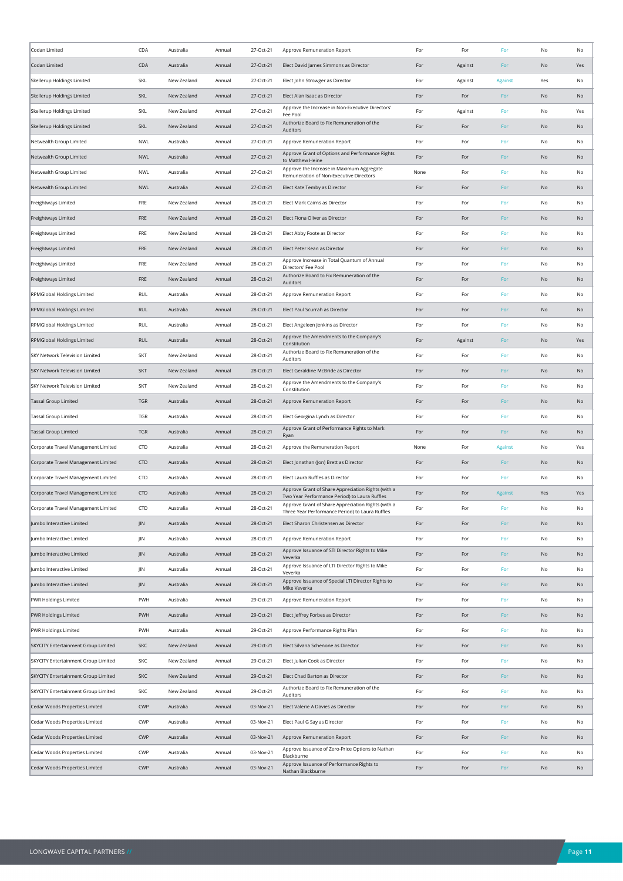| | | | | | | | | | | |
|---|---|---|---|---|---|---|---|---|---|---|
| Codan Limited | CDA | Australia | Annual | 27-Oct-21 | Approve Remuneration Report | For | For | For | No | No |
| Codan Limited | CDA | Australia | Annual | 27-Oct-21 | Elect David James Simmons as Director | For | Against | For | No | Yes |
| Skellerup Holdings Limited | SKL | New Zealand | Annual | 27-Oct-21 | Elect John Strowger as Director | For | Against | Against | Yes | No |
| Skellerup Holdings Limited | SKL | New Zealand | Annual | 27-Oct-21 | Elect Alan Isaac as Director | For | For | For | No | No |
| Skellerup Holdings Limited | SKL | New Zealand | Annual | 27-Oct-21 | Approve the Increase in Non-Executive Directors' Fee Pool | For | Against | For | No | Yes |
| Skellerup Holdings Limited | SKL | New Zealand | Annual | 27-Oct-21 | Authorize Board to Fix Remuneration of the Auditors | For | For | For | No | No |
| Netwealth Group Limited | NWL | Australia | Annual | 27-Oct-21 | Approve Remuneration Report | For | For | For | No | No |
| Netwealth Group Limited | NWL | Australia | Annual | 27-Oct-21 | Approve Grant of Options and Performance Rights to Matthew Heine | For | For | For | No | No |
| Netwealth Group Limited | NWL | Australia | Annual | 27-Oct-21 | Approve the Increase in Maximum Aggregate Remuneration of Non-Executive Directors | None | For | For | No | No |
| Netwealth Group Limited | NWL | Australia | Annual | 27-Oct-21 | Elect Kate Temby as Director | For | For | For | No | No |
| Freightways Limited | FRE | New Zealand | Annual | 28-Oct-21 | Elect Mark Cairns as Director | For | For | For | No | No |
| Freightways Limited | FRE | New Zealand | Annual | 28-Oct-21 | Elect Fiona Oliver as Director | For | For | For | No | No |
| Freightways Limited | FRE | New Zealand | Annual | 28-Oct-21 | Elect Abby Foote as Director | For | For | For | No | No |
| Freightways Limited | FRE | New Zealand | Annual | 28-Oct-21 | Elect Peter Kean as Director | For | For | For | No | No |
| Freightways Limited | FRE | New Zealand | Annual | 28-Oct-21 | Approve Increase in Total Quantum of Annual Directors' Fee Pool | For | For | For | No | No |
| Freightways Limited | FRE | New Zealand | Annual | 28-Oct-21 | Authorize Board to Fix Remuneration of the Auditors | For | For | For | No | No |
| RPMGlobal Holdings Limited | RUL | Australia | Annual | 28-Oct-21 | Approve Remuneration Report | For | For | For | No | No |
| RPMGlobal Holdings Limited | RUL | Australia | Annual | 28-Oct-21 | Elect Paul Scurrah as Director | For | For | For | No | No |
| RPMGlobal Holdings Limited | RUL | Australia | Annual | 28-Oct-21 | Elect Angeleen Jenkins as Director | For | For | For | No | No |
| RPMGlobal Holdings Limited | RUL | Australia | Annual | 28-Oct-21 | Approve the Amendments to the Company's Constitution | For | Against | For | No | Yes |
| SKY Network Television Limited | SKT | New Zealand | Annual | 28-Oct-21 | Authorize Board to Fix Remuneration of the Auditors | For | For | For | No | No |
| SKY Network Television Limited | SKT | New Zealand | Annual | 28-Oct-21 | Elect Geraldine McBride as Director | For | For | For | No | No |
| SKY Network Television Limited | SKT | New Zealand | Annual | 28-Oct-21 | Approve the Amendments to the Company's Constitution | For | For | For | No | No |
| Tassal Group Limited | TGR | Australia | Annual | 28-Oct-21 | Approve Remuneration Report | For | For | For | No | No |
| Tassal Group Limited | TGR | Australia | Annual | 28-Oct-21 | Elect Georgina Lynch as Director | For | For | For | No | No |
| Tassal Group Limited | TGR | Australia | Annual | 28-Oct-21 | Approve Grant of Performance Rights to Mark Ryan | For | For | For | No | No |
| Corporate Travel Management Limited | CTD | Australia | Annual | 28-Oct-21 | Approve the Remuneration Report | None | For | Against | No | Yes |
| Corporate Travel Management Limited | CTD | Australia | Annual | 28-Oct-21 | Elect Jonathan (Jon) Brett as Director | For | For | For | No | No |
| Corporate Travel Management Limited | CTD | Australia | Annual | 28-Oct-21 | Elect Laura Ruffles as Director | For | For | For | No | No |
| Corporate Travel Management Limited | CTD | Australia | Annual | 28-Oct-21 | Approve Grant of Share Appreciation Rights (with a Two Year Performance Period) to Laura Ruffles | For | For | Against | Yes | Yes |
| Corporate Travel Management Limited | CTD | Australia | Annual | 28-Oct-21 | Approve Grant of Share Appreciation Rights (with a Three Year Performance Period) to Laura Ruffles | For | For | For | No | No |
| Jumbo Interactive Limited | JIN | Australia | Annual | 28-Oct-21 | Elect Sharon Christensen as Director | For | For | For | No | No |
| Jumbo Interactive Limited | JIN | Australia | Annual | 28-Oct-21 | Approve Remuneration Report | For | For | For | No | No |
| Jumbo Interactive Limited | JIN | Australia | Annual | 28-Oct-21 | Approve Issuance of STI Director Rights to Mike Veverka | For | For | For | No | No |
| Jumbo Interactive Limited | JIN | Australia | Annual | 28-Oct-21 | Approve Issuance of LTI Director Rights to Mike Veverka | For | For | For | No | No |
| Jumbo Interactive Limited | JIN | Australia | Annual | 28-Oct-21 | Approve Issuance of Special LTI Director Rights to Mike Veverka | For | For | For | No | No |
| PWR Holdings Limited | PWH | Australia | Annual | 29-Oct-21 | Approve Remuneration Report | For | For | For | No | No |
| PWR Holdings Limited | PWH | Australia | Annual | 29-Oct-21 | Elect Jeffrey Forbes as Director | For | For | For | No | No |
| PWR Holdings Limited | PWH | Australia | Annual | 29-Oct-21 | Approve Performance Rights Plan | For | For | For | No | No |
| SKYCITY Entertainment Group Limited | SKC | New Zealand | Annual | 29-Oct-21 | Elect Silvana Schenone as Director | For | For | For | No | No |
| SKYCITY Entertainment Group Limited | SKC | New Zealand | Annual | 29-Oct-21 | Elect Julian Cook as Director | For | For | For | No | No |
| SKYCITY Entertainment Group Limited | SKC | New Zealand | Annual | 29-Oct-21 | Elect Chad Barton as Director | For | For | For | No | No |
| SKYCITY Entertainment Group Limited | SKC | New Zealand | Annual | 29-Oct-21 | Authorize Board to Fix Remuneration of the Auditors | For | For | For | No | No |
| Cedar Woods Properties Limited | CWP | Australia | Annual | 03-Nov-21 | Elect Valerie A Davies as Director | For | For | For | No | No |
| Cedar Woods Properties Limited | CWP | Australia | Annual | 03-Nov-21 | Elect Paul G Say as Director | For | For | For | No | No |
| Cedar Woods Properties Limited | CWP | Australia | Annual | 03-Nov-21 | Approve Remuneration Report | For | For | For | No | No |
| Cedar Woods Properties Limited | CWP | Australia | Annual | 03-Nov-21 | Approve Issuance of Zero-Price Options to Nathan Blackburne | For | For | For | No | No |
| Cedar Woods Properties Limited | CWP | Australia | Annual | 03-Nov-21 | Approve Issuance of Performance Rights to Nathan Blackburne | For | For | For | No | No |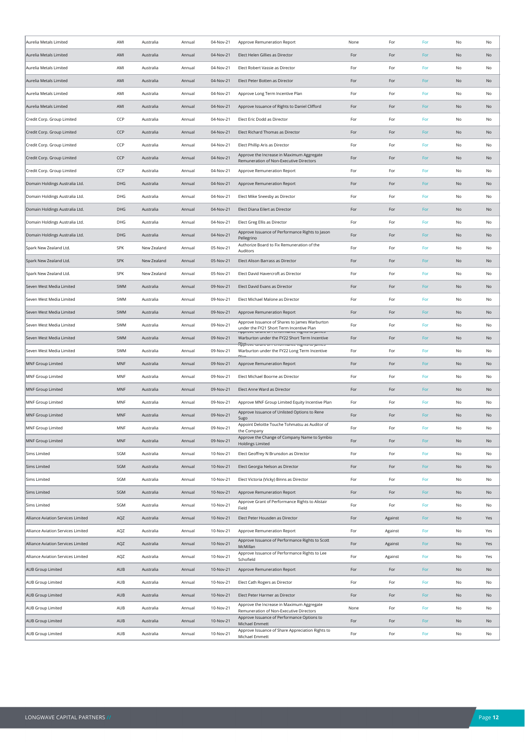| | | | | | | | | | | |
|---|---|---|---|---|---|---|---|---|---|---|
| Aurelia Metals Limited | AMI | Australia | Annual | 04-Nov-21 | Approve Remuneration Report | None | For | For | No | No |
| Aurelia Metals Limited | AMI | Australia | Annual | 04-Nov-21 | Elect Helen Gillies as Director | For | For | For | No | No |
| Aurelia Metals Limited | AMI | Australia | Annual | 04-Nov-21 | Elect Robert Vassie as Director | For | For | For | No | No |
| Aurelia Metals Limited | AMI | Australia | Annual | 04-Nov-21 | Elect Peter Botten as Director | For | For | For | No | No |
| Aurelia Metals Limited | AMI | Australia | Annual | 04-Nov-21 | Approve Long Term Incentive Plan | For | For | For | No | No |
| Aurelia Metals Limited | AMI | Australia | Annual | 04-Nov-21 | Approve Issuance of Rights to Daniel Clifford | For | For | For | No | No |
| Credit Corp. Group Limited | CCP | Australia | Annual | 04-Nov-21 | Elect Eric Dodd as Director | For | For | For | No | No |
| Credit Corp. Group Limited | CCP | Australia | Annual | 04-Nov-21 | Elect Richard Thomas as Director | For | For | For | No | No |
| Credit Corp. Group Limited | CCP | Australia | Annual | 04-Nov-21 | Elect Phillip Aris as Director | For | For | For | No | No |
| Credit Corp. Group Limited | CCP | Australia | Annual | 04-Nov-21 | Approve the Increase in Maximum Aggregate Remuneration of Non-Executive Directors | For | For | For | No | No |
| Credit Corp. Group Limited | CCP | Australia | Annual | 04-Nov-21 | Approve Remuneration Report | For | For | For | No | No |
| Domain Holdings Australia Ltd. | DHG | Australia | Annual | 04-Nov-21 | Approve Remuneration Report | For | For | For | No | No |
| Domain Holdings Australia Ltd. | DHG | Australia | Annual | 04-Nov-21 | Elect Mike Sneesby as Director | For | For | For | No | No |
| Domain Holdings Australia Ltd. | DHG | Australia | Annual | 04-Nov-21 | Elect Diana Eilert as Director | For | For | For | No | No |
| Domain Holdings Australia Ltd. | DHG | Australia | Annual | 04-Nov-21 | Elect Greg Ellis as Director | For | For | For | No | No |
| Domain Holdings Australia Ltd. | DHG | Australia | Annual | 04-Nov-21 | Approve Issuance of Performance Rights to Jason Pellegrino | For | For | For | No | No |
| Spark New Zealand Ltd. | SPK | New Zealand | Annual | 05-Nov-21 | Authorize Board to Fix Remuneration of the Auditors | For | For | For | No | No |
| Spark New Zealand Ltd. | SPK | New Zealand | Annual | 05-Nov-21 | Elect Alison Barrass as Director | For | For | For | No | No |
| Spark New Zealand Ltd. | SPK | New Zealand | Annual | 05-Nov-21 | Elect David Havercroft as Director | For | For | For | No | No |
| Seven West Media Limited | SWM | Australia | Annual | 09-Nov-21 | Elect David Evans as Director | For | For | For | No | No |
| Seven West Media Limited | SWM | Australia | Annual | 09-Nov-21 | Elect Michael Malone as Director | For | For | For | No | No |
| Seven West Media Limited | SWM | Australia | Annual | 09-Nov-21 | Approve Remuneration Report | For | For | For | No | No |
| Seven West Media Limited | SWM | Australia | Annual | 09-Nov-21 | Approve Issuance of Shares to James Warburton under the FY21 Short Term Incentive Plan | For | For | For | No | No |
| Seven West Media Limited | SWM | Australia | Annual | 09-Nov-21 | Approve Grant of Performance Rights to James Warburton under the FY22 Short Term Incentive Plan | For | For | For | No | No |
| Seven West Media Limited | SWM | Australia | Annual | 09-Nov-21 | Approve Grant of Performance Rights to James Warburton under the FY22 Long Term Incentive Plan | For | For | For | No | No |
| MNF Group Limited | MNF | Australia | Annual | 09-Nov-21 | Approve Remuneration Report | For | For | For | No | No |
| MNF Group Limited | MNF | Australia | Annual | 09-Nov-21 | Elect Michael Boorne as Director | For | For | For | No | No |
| MNF Group Limited | MNF | Australia | Annual | 09-Nov-21 | Elect Anne Ward as Director | For | For | For | No | No |
| MNF Group Limited | MNF | Australia | Annual | 09-Nov-21 | Approve MNF Group Limited Equity Incentive Plan | For | For | For | No | No |
| MNF Group Limited | MNF | Australia | Annual | 09-Nov-21 | Approve Issuance of Unlisted Options to Rene Sugo | For | For | For | No | No |
| MNF Group Limited | MNF | Australia | Annual | 09-Nov-21 | Appoint Deloitte Touche Tohmatsu as Auditor of the Company | For | For | For | No | No |
| MNF Group Limited | MNF | Australia | Annual | 09-Nov-21 | Approve the Change of Company Name to Symbio Holdings Limited | For | For | For | No | No |
| Sims Limited | SGM | Australia | Annual | 10-Nov-21 | Elect Geoffrey N Brunsdon as Director | For | For | For | No | No |
| Sims Limited | SGM | Australia | Annual | 10-Nov-21 | Elect Georgia Nelson as Director | For | For | For | No | No |
| Sims Limited | SGM | Australia | Annual | 10-Nov-21 | Elect Victoria (Vicky) Binns as Director | For | For | For | No | No |
| Sims Limited | SGM | Australia | Annual | 10-Nov-21 | Approve Remuneration Report | For | For | For | No | No |
| Sims Limited | SGM | Australia | Annual | 10-Nov-21 | Approve Grant of Performance Rights to Alistair Field | For | For | For | No | No |
| Alliance Aviation Services Limited | AQZ | Australia | Annual | 10-Nov-21 | Elect Peter Housden as Director | For | Against | For | No | Yes |
| Alliance Aviation Services Limited | AQZ | Australia | Annual | 10-Nov-21 | Approve Remuneration Report | For | Against | For | No | Yes |
| Alliance Aviation Services Limited | AQZ | Australia | Annual | 10-Nov-21 | Approve Issuance of Performance Rights to Scott McMillan | For | Against | For | No | Yes |
| Alliance Aviation Services Limited | AQZ | Australia | Annual | 10-Nov-21 | Approve Issuance of Performance Rights to Lee Schofield | For | Against | For | No | Yes |
| AUB Group Limited | AUB | Australia | Annual | 10-Nov-21 | Approve Remuneration Report | For | For | For | No | No |
| AUB Group Limited | AUB | Australia | Annual | 10-Nov-21 | Elect Cath Rogers as Director | For | For | For | No | No |
| AUB Group Limited | AUB | Australia | Annual | 10-Nov-21 | Elect Peter Harmer as Director | For | For | For | No | No |
| AUB Group Limited | AUB | Australia | Annual | 10-Nov-21 | Approve the Increase in Maximum Aggregate Remuneration of Non-Executive Directors | None | For | For | No | No |
| AUB Group Limited | AUB | Australia | Annual | 10-Nov-21 | Approve Issuance of Performance Options to Michael Emmett | For | For | For | No | No |
| AUB Group Limited | AUB | Australia | Annual | 10-Nov-21 | Approve Issuance of Share Appreciation Rights to Michael Emmett | For | For | For | No | No |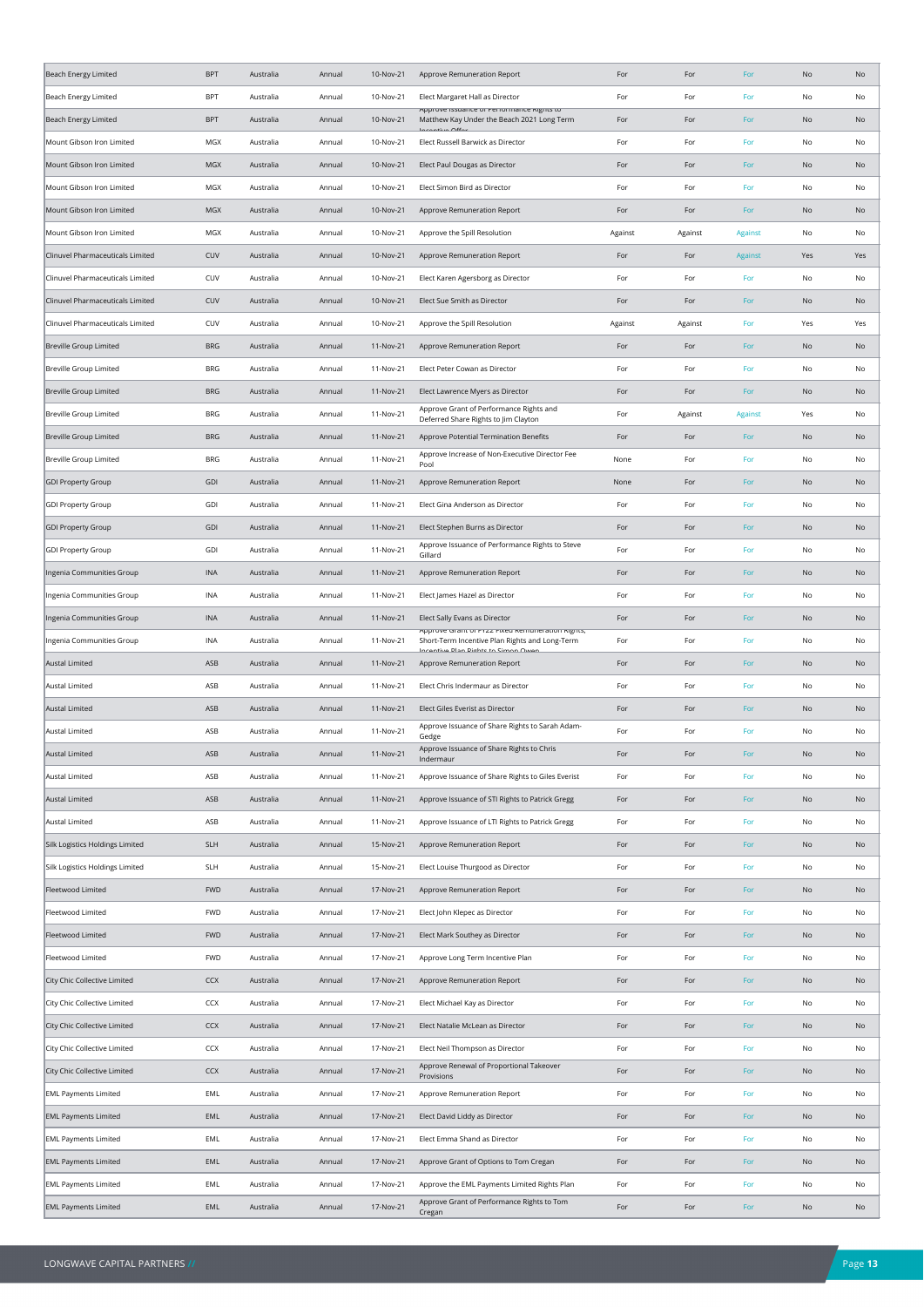| | | | | | | | | | | |
|---|---|---|---|---|---|---|---|---|---|---|
| Beach Energy Limited | BPT | Australia | Annual | 10-Nov-21 | Approve Remuneration Report | For | For | For | No | No |
| Beach Energy Limited | BPT | Australia | Annual | 10-Nov-21 | Elect Margaret Hall as Director | For | For | For | No | No |
| Beach Energy Limited | BPT | Australia | Annual | 10-Nov-21 | Approve Issuance of Performance Rights to Matthew Kay Under the Beach 2021 Long Term Incentive Offer | For | For | For | No | No |
| Mount Gibson Iron Limited | MGX | Australia | Annual | 10-Nov-21 | Elect Russell Barwick as Director | For | For | For | No | No |
| Mount Gibson Iron Limited | MGX | Australia | Annual | 10-Nov-21 | Elect Paul Dougas as Director | For | For | For | No | No |
| Mount Gibson Iron Limited | MGX | Australia | Annual | 10-Nov-21 | Elect Simon Bird as Director | For | For | For | No | No |
| Mount Gibson Iron Limited | MGX | Australia | Annual | 10-Nov-21 | Approve Remuneration Report | For | For | For | No | No |
| Mount Gibson Iron Limited | MGX | Australia | Annual | 10-Nov-21 | Approve the Spill Resolution | Against | Against | Against | No | No |
| Clinuvel Pharmaceuticals Limited | CUV | Australia | Annual | 10-Nov-21 | Approve Remuneration Report | For | For | Against | Yes | Yes |
| Clinuvel Pharmaceuticals Limited | CUV | Australia | Annual | 10-Nov-21 | Elect Karen Agersborg as Director | For | For | For | No | No |
| Clinuvel Pharmaceuticals Limited | CUV | Australia | Annual | 10-Nov-21 | Elect Sue Smith as Director | For | For | For | No | No |
| Clinuvel Pharmaceuticals Limited | CUV | Australia | Annual | 10-Nov-21 | Approve the Spill Resolution | Against | Against | For | Yes | Yes |
| Breville Group Limited | BRG | Australia | Annual | 11-Nov-21 | Approve Remuneration Report | For | For | For | No | No |
| Breville Group Limited | BRG | Australia | Annual | 11-Nov-21 | Elect Peter Cowan as Director | For | For | For | No | No |
| Breville Group Limited | BRG | Australia | Annual | 11-Nov-21 | Elect Lawrence Myers as Director | For | For | For | No | No |
| Breville Group Limited | BRG | Australia | Annual | 11-Nov-21 | Approve Grant of Performance Rights and Deferred Share Rights to Jim Clayton | For | Against | Against | Yes | No |
| Breville Group Limited | BRG | Australia | Annual | 11-Nov-21 | Approve Potential Termination Benefits | For | For | For | No | No |
| Breville Group Limited | BRG | Australia | Annual | 11-Nov-21 | Approve Increase of Non-Executive Director Fee Pool | None | For | For | No | No |
| GDI Property Group | GDI | Australia | Annual | 11-Nov-21 | Approve Remuneration Report | None | For | For | No | No |
| GDI Property Group | GDI | Australia | Annual | 11-Nov-21 | Elect Gina Anderson as Director | For | For | For | No | No |
| GDI Property Group | GDI | Australia | Annual | 11-Nov-21 | Elect Stephen Burns as Director | For | For | For | No | No |
| GDI Property Group | GDI | Australia | Annual | 11-Nov-21 | Approve Issuance of Performance Rights to Steve Gillard | For | For | For | No | No |
| Ingenia Communities Group | INA | Australia | Annual | 11-Nov-21 | Approve Remuneration Report | For | For | For | No | No |
| Ingenia Communities Group | INA | Australia | Annual | 11-Nov-21 | Elect James Hazel as Director | For | For | For | No | No |
| Ingenia Communities Group | INA | Australia | Annual | 11-Nov-21 | Elect Sally Evans as Director | For | For | For | No | No |
| Ingenia Communities Group | INA | Australia | Annual | 11-Nov-21 | Approve Grant of FY22 Fixed Remuneration Rights, Short-Term Incentive Plan Rights and Long-Term Incentive Plan Rights to Simon Owen | For | For | For | No | No |
| Austal Limited | ASB | Australia | Annual | 11-Nov-21 | Approve Remuneration Report | For | For | For | No | No |
| Austal Limited | ASB | Australia | Annual | 11-Nov-21 | Elect Chris Indermaur as Director | For | For | For | No | No |
| Austal Limited | ASB | Australia | Annual | 11-Nov-21 | Elect Giles Everist as Director | For | For | For | No | No |
| Austal Limited | ASB | Australia | Annual | 11-Nov-21 | Approve Issuance of Share Rights to Sarah Adam-Gedge | For | For | For | No | No |
| Austal Limited | ASB | Australia | Annual | 11-Nov-21 | Approve Issuance of Share Rights to Chris Indermaur | For | For | For | No | No |
| Austal Limited | ASB | Australia | Annual | 11-Nov-21 | Approve Issuance of Share Rights to Giles Everist | For | For | For | No | No |
| Austal Limited | ASB | Australia | Annual | 11-Nov-21 | Approve Issuance of STI Rights to Patrick Gregg | For | For | For | No | No |
| Austal Limited | ASB | Australia | Annual | 11-Nov-21 | Approve Issuance of LTI Rights to Patrick Gregg | For | For | For | No | No |
| Silk Logistics Holdings Limited | SLH | Australia | Annual | 15-Nov-21 | Approve Remuneration Report | For | For | For | No | No |
| Silk Logistics Holdings Limited | SLH | Australia | Annual | 15-Nov-21 | Elect Louise Thurgood as Director | For | For | For | No | No |
| Fleetwood Limited | FWD | Australia | Annual | 17-Nov-21 | Approve Remuneration Report | For | For | For | No | No |
| Fleetwood Limited | FWD | Australia | Annual | 17-Nov-21 | Elect John Klepec as Director | For | For | For | No | No |
| Fleetwood Limited | FWD | Australia | Annual | 17-Nov-21 | Elect Mark Southey as Director | For | For | For | No | No |
| Fleetwood Limited | FWD | Australia | Annual | 17-Nov-21 | Approve Long Term Incentive Plan | For | For | For | No | No |
| City Chic Collective Limited | CCX | Australia | Annual | 17-Nov-21 | Approve Remuneration Report | For | For | For | No | No |
| City Chic Collective Limited | CCX | Australia | Annual | 17-Nov-21 | Elect Michael Kay as Director | For | For | For | No | No |
| City Chic Collective Limited | CCX | Australia | Annual | 17-Nov-21 | Elect Natalie McLean as Director | For | For | For | No | No |
| City Chic Collective Limited | CCX | Australia | Annual | 17-Nov-21 | Elect Neil Thompson as Director | For | For | For | No | No |
| City Chic Collective Limited | CCX | Australia | Annual | 17-Nov-21 | Approve Renewal of Proportional Takeover Provisions | For | For | For | No | No |
| EML Payments Limited | EML | Australia | Annual | 17-Nov-21 | Approve Remuneration Report | For | For | For | No | No |
| EML Payments Limited | EML | Australia | Annual | 17-Nov-21 | Elect David Liddy as Director | For | For | For | No | No |
| EML Payments Limited | EML | Australia | Annual | 17-Nov-21 | Elect Emma Shand as Director | For | For | For | No | No |
| EML Payments Limited | EML | Australia | Annual | 17-Nov-21 | Approve Grant of Options to Tom Cregan | For | For | For | No | No |
| EML Payments Limited | EML | Australia | Annual | 17-Nov-21 | Approve the EML Payments Limited Rights Plan | For | For | For | No | No |
| EML Payments Limited | EML | Australia | Annual | 17-Nov-21 | Approve Grant of Performance Rights to Tom Cregan | For | For | For | No | No |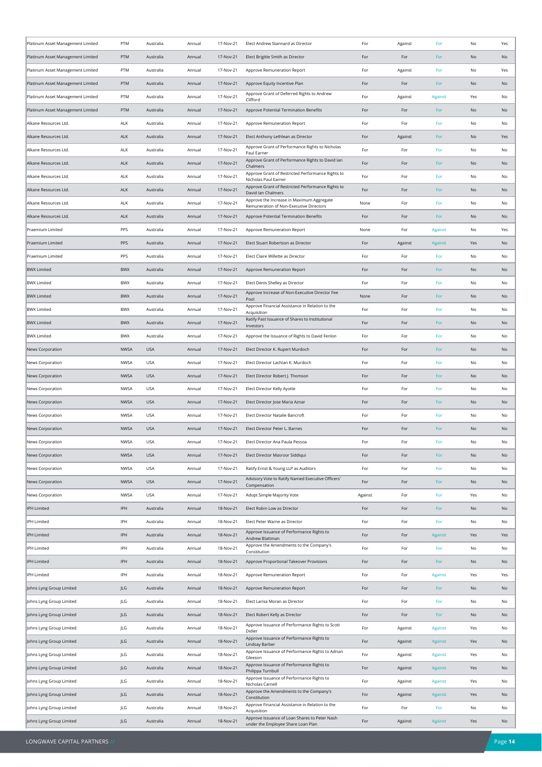| | | | | | | | | | |
|---|---|---|---|---|---|---|---|---|---|
| Platinum Asset Management Limited | PTM | Australia | Annual | 17-Nov-21 | Elect Andrew Stannard as Director | For | Against | For | No | Yes |
| Platinum Asset Management Limited | PTM | Australia | Annual | 17-Nov-21 | Elect Brigitte Smith as Director | For | For | For | No | No |
| Platinum Asset Management Limited | PTM | Australia | Annual | 17-Nov-21 | Approve Remuneration Report | For | Against | For | No | Yes |
| Platinum Asset Management Limited | PTM | Australia | Annual | 17-Nov-21 | Approve Equity Incentive Plan | For | For | For | No | No |
| Platinum Asset Management Limited | PTM | Australia | Annual | 17-Nov-21 | Approve Grant of Deferred Rights to Andrew Clifford | For | Against | Against | Yes | No |
| Platinum Asset Management Limited | PTM | Australia | Annual | 17-Nov-21 | Approve Potential Termination Benefits | For | For | For | No | No |
| Alkane Resources Ltd. | ALK | Australia | Annual | 17-Nov-21 | Approve Remuneration Report | For | For | For | No | No |
| Alkane Resources Ltd. | ALK | Australia | Annual | 17-Nov-21 | Elect Anthony Lethlean as Director | For | Against | For | No | Yes |
| Alkane Resources Ltd. | ALK | Australia | Annual | 17-Nov-21 | Approve Grant of Performance Rights to Nicholas Paul Earner | For | For | For | No | No |
| Alkane Resources Ltd. | ALK | Australia | Annual | 17-Nov-21 | Approve Grant of Performance Rights to David Ian Chalmers | For | For | For | No | No |
| Alkane Resources Ltd. | ALK | Australia | Annual | 17-Nov-21 | Approve Grant of Restricted Performance Rights to Nicholas Paul Earner | For | For | For | No | No |
| Alkane Resources Ltd. | ALK | Australia | Annual | 17-Nov-21 | Approve Grant of Restricted Performance Rights to David Ian Chalmers | For | For | For | No | No |
| Alkane Resources Ltd. | ALK | Australia | Annual | 17-Nov-21 | Approve the Increase in Maximum Aggregate Remuneration of Non-Executive Directors | None | For | For | No | No |
| Alkane Resources Ltd. | ALK | Australia | Annual | 17-Nov-21 | Approve Potential Termination Benefits | For | For | For | No | No |
| Praemium Limited | PPS | Australia | Annual | 17-Nov-21 | Approve Remuneration Report | None | For | Against | No | Yes |
| Praemium Limited | PPS | Australia | Annual | 17-Nov-21 | Elect Stuart Robertson as Director | For | Against | Against | Yes | No |
| Praemium Limited | PPS | Australia | Annual | 17-Nov-21 | Elect Claire Willette as Director | For | For | For | No | No |
| BWX Limited | BWX | Australia | Annual | 17-Nov-21 | Approve Remuneration Report | For | For | For | No | No |
| BWX Limited | BWX | Australia | Annual | 17-Nov-21 | Elect Denis Shelley as Director | For | For | For | No | No |
| BWX Limited | BWX | Australia | Annual | 17-Nov-21 | Approve Increase of Non-Executive Director Fee Pool | None | For | For | No | No |
| BWX Limited | BWX | Australia | Annual | 17-Nov-21 | Approve Financial Assistance in Relation to the Acquisition | For | For | For | No | No |
| BWX Limited | BWX | Australia | Annual | 17-Nov-21 | Ratify Past Issuance of Shares to Institutional Investors | For | For | For | No | No |
| BWX Limited | BWX | Australia | Annual | 17-Nov-21 | Approve the Issuance of Rights to David Fenlon | For | For | For | No | No |
| News Corporation | NWSA | USA | Annual | 17-Nov-21 | Elect Director K. Rupert Murdoch | For | For | For | No | No |
| News Corporation | NWSA | USA | Annual | 17-Nov-21 | Elect Director Lachlan K. Murdoch | For | For | For | No | No |
| News Corporation | NWSA | USA | Annual | 17-Nov-21 | Elect Director Robert J. Thomson | For | For | For | No | No |
| News Corporation | NWSA | USA | Annual | 17-Nov-21 | Elect Director Kelly Ayotte | For | For | For | No | No |
| News Corporation | NWSA | USA | Annual | 17-Nov-21 | Elect Director Jose Maria Aznar | For | For | For | No | No |
| News Corporation | NWSA | USA | Annual | 17-Nov-21 | Elect Director Natalie Bancroft | For | For | For | No | No |
| News Corporation | NWSA | USA | Annual | 17-Nov-21 | Elect Director Peter L. Barnes | For | For | For | No | No |
| News Corporation | NWSA | USA | Annual | 17-Nov-21 | Elect Director Ana Paula Pessoa | For | For | For | No | No |
| News Corporation | NWSA | USA | Annual | 17-Nov-21 | Elect Director Masroor Siddiqui | For | For | For | No | No |
| News Corporation | NWSA | USA | Annual | 17-Nov-21 | Ratify Ernst & Young LLP as Auditors | For | For | For | No | No |
| News Corporation | NWSA | USA | Annual | 17-Nov-21 | Advisory Vote to Ratify Named Executive Officers' Compensation | For | For | For | No | No |
| News Corporation | NWSA | USA | Annual | 17-Nov-21 | Adopt Simple Majority Vote | Against | For | For | Yes | No |
| IPH Limited | IPH | Australia | Annual | 18-Nov-21 | Elect Robin Low as Director | For | For | For | No | No |
| IPH Limited | IPH | Australia | Annual | 18-Nov-21 | Elect Peter Warne as Director | For | For | For | No | No |
| IPH Limited | IPH | Australia | Annual | 18-Nov-21 | Approve Issuance of Performance Rights to Andrew Blattman | For | For | Against | Yes | Yes |
| IPH Limited | IPH | Australia | Annual | 18-Nov-21 | Approve the Amendments to the Company's Constitution | For | For | For | No | No |
| IPH Limited | IPH | Australia | Annual | 18-Nov-21 | Approve Proportional Takeover Provisions | For | For | For | No | No |
| IPH Limited | IPH | Australia | Annual | 18-Nov-21 | Approve Remuneration Report | For | For | Against | Yes | Yes |
| Johns Lyng Group Limited | JLG | Australia | Annual | 18-Nov-21 | Approve Remuneration Report | For | For | For | No | No |
| Johns Lyng Group Limited | JLG | Australia | Annual | 18-Nov-21 | Elect Larisa Moran as Director | For | For | For | No | No |
| Johns Lyng Group Limited | JLG | Australia | Annual | 18-Nov-21 | Elect Robert Kelly as Director | For | For | For | No | No |
| Johns Lyng Group Limited | JLG | Australia | Annual | 18-Nov-21 | Approve Issuance of Performance Rights to Scott Didier | For | Against | Against | Yes | No |
| Johns Lyng Group Limited | JLG | Australia | Annual | 18-Nov-21 | Approve Issuance of Performance Rights to Lindsay Barber | For | Against | Against | Yes | No |
| Johns Lyng Group Limited | JLG | Australia | Annual | 18-Nov-21 | Approve Issuance of Performance Rights to Adrian Gleeson | For | Against | Against | Yes | No |
| Johns Lyng Group Limited | JLG | Australia | Annual | 18-Nov-21 | Approve Issuance of Performance Rights to Philippa Turnbull | For | Against | Against | Yes | No |
| Johns Lyng Group Limited | JLG | Australia | Annual | 18-Nov-21 | Approve Issuance of Performance Rights to Nicholas Carnell | For | Against | Against | Yes | No |
| Johns Lyng Group Limited | JLG | Australia | Annual | 18-Nov-21 | Approve the Amendments to the Company's Constitution | For | Against | Against | Yes | No |
| Johns Lyng Group Limited | JLG | Australia | Annual | 18-Nov-21 | Approve Financial Assistance in Relation to the Acquisition | For | For | For | No | No |
| Johns Lyng Group Limited | JLG | Australia | Annual | 18-Nov-21 | Approve Issuance of Loan Shares to Peter Nash under the Employee Share Loan Plan | For | Against | Against | Yes | No |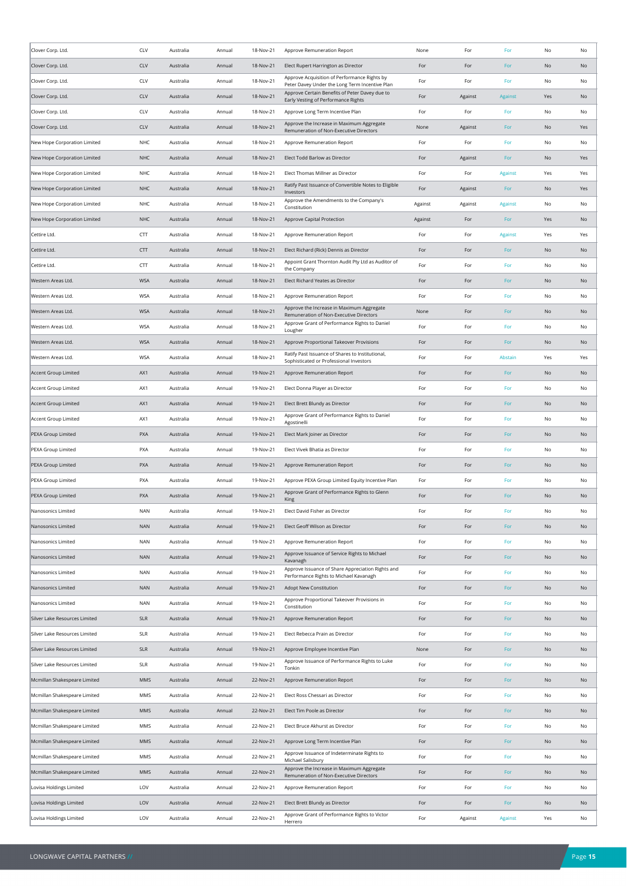| Clover Corp. Ltd. | CLV | Australia | Annual | 18-Nov-21 | Approve Remuneration Report | None | For | For | No | No |
|---|---|---|---|---|---|---|---|---|---|---|
| Clover Corp. Ltd. | CLV | Australia | Annual | 18-Nov-21 | Elect Rupert Harrington as Director | For | For | For | No | No |
| Clover Corp. Ltd. | CLV | Australia | Annual | 18-Nov-21 | Approve Acquisition of Performance Rights by Peter Davey Under the Long Term Incentive Plan | For | For | For | No | No |
| Clover Corp. Ltd. | CLV | Australia | Annual | 18-Nov-21 | Approve Certain Benefits of Peter Davey due to Early Vesting of Performance Rights | For | Against | Against | Yes | No |
| Clover Corp. Ltd. | CLV | Australia | Annual | 18-Nov-21 | Approve Long Term Incentive Plan | For | For | For | No | No |
| Clover Corp. Ltd. | CLV | Australia | Annual | 18-Nov-21 | Approve the Increase in Maximum Aggregate Remuneration of Non-Executive Directors | None | Against | For | No | Yes |
| New Hope Corporation Limited | NHC | Australia | Annual | 18-Nov-21 | Approve Remuneration Report | For | For | For | No | No |
| New Hope Corporation Limited | NHC | Australia | Annual | 18-Nov-21 | Elect Todd Barlow as Director | For | Against | For | No | Yes |
| New Hope Corporation Limited | NHC | Australia | Annual | 18-Nov-21 | Elect Thomas Millner as Director | For | For | Against | Yes | Yes |
| New Hope Corporation Limited | NHC | Australia | Annual | 18-Nov-21 | Ratify Past Issuance of Convertible Notes to Eligible Investors | For | Against | For | No | Yes |
| New Hope Corporation Limited | NHC | Australia | Annual | 18-Nov-21 | Approve the Amendments to the Company's Constitution | Against | Against | Against | No | No |
| New Hope Corporation Limited | NHC | Australia | Annual | 18-Nov-21 | Approve Capital Protection | Against | For | For | Yes | No |
| Cettire Ltd. | CTT | Australia | Annual | 18-Nov-21 | Approve Remuneration Report | For | For | Against | Yes | Yes |
| Cettire Ltd. | CTT | Australia | Annual | 18-Nov-21 | Elect Richard (Rick) Dennis as Director | For | For | For | No | No |
| Cettire Ltd. | CTT | Australia | Annual | 18-Nov-21 | Appoint Grant Thornton Audit Pty Ltd as Auditor of the Company | For | For | For | No | No |
| Western Areas Ltd. | WSA | Australia | Annual | 18-Nov-21 | Elect Richard Yeates as Director | For | For | For | No | No |
| Western Areas Ltd. | WSA | Australia | Annual | 18-Nov-21 | Approve Remuneration Report | For | For | For | No | No |
| Western Areas Ltd. | WSA | Australia | Annual | 18-Nov-21 | Approve the Increase in Maximum Aggregate Remuneration of Non-Executive Directors | None | For | For | No | No |
| Western Areas Ltd. | WSA | Australia | Annual | 18-Nov-21 | Approve Grant of Performance Rights to Daniel Lougher | For | For | For | No | No |
| Western Areas Ltd. | WSA | Australia | Annual | 18-Nov-21 | Approve Proportional Takeover Provisions | For | For | For | No | No |
| Western Areas Ltd. | WSA | Australia | Annual | 18-Nov-21 | Ratify Past Issuance of Shares to Institutional, Sophisticated or Professional Investors | For | For | Abstain | Yes | Yes |
| Accent Group Limited | AX1 | Australia | Annual | 19-Nov-21 | Approve Remuneration Report | For | For | For | No | No |
| Accent Group Limited | AX1 | Australia | Annual | 19-Nov-21 | Elect Donna Player as Director | For | For | For | No | No |
| Accent Group Limited | AX1 | Australia | Annual | 19-Nov-21 | Elect Brett Blundy as Director | For | For | For | No | No |
| Accent Group Limited | AX1 | Australia | Annual | 19-Nov-21 | Approve Grant of Performance Rights to Daniel Agostinelli | For | For | For | No | No |
| PEXA Group Limited | PXA | Australia | Annual | 19-Nov-21 | Elect Mark Joiner as Director | For | For | For | No | No |
| PEXA Group Limited | PXA | Australia | Annual | 19-Nov-21 | Elect Vivek Bhatia as Director | For | For | For | No | No |
| PEXA Group Limited | PXA | Australia | Annual | 19-Nov-21 | Approve Remuneration Report | For | For | For | No | No |
| PEXA Group Limited | PXA | Australia | Annual | 19-Nov-21 | Approve PEXA Group Limited Equity Incentive Plan | For | For | For | No | No |
| PEXA Group Limited | PXA | Australia | Annual | 19-Nov-21 | Approve Grant of Performance Rights to Glenn King | For | For | For | No | No |
| Nanosonics Limited | NAN | Australia | Annual | 19-Nov-21 | Elect David Fisher as Director | For | For | For | No | No |
| Nanosonics Limited | NAN | Australia | Annual | 19-Nov-21 | Elect Geoff Wilson as Director | For | For | For | No | No |
| Nanosonics Limited | NAN | Australia | Annual | 19-Nov-21 | Approve Remuneration Report | For | For | For | No | No |
| Nanosonics Limited | NAN | Australia | Annual | 19-Nov-21 | Approve Issuance of Service Rights to Michael Kavanagh | For | For | For | No | No |
| Nanosonics Limited | NAN | Australia | Annual | 19-Nov-21 | Approve Issuance of Share Appreciation Rights and Performance Rights to Michael Kavanagh | For | For | For | No | No |
| Nanosonics Limited | NAN | Australia | Annual | 19-Nov-21 | Adopt New Constitution | For | For | For | No | No |
| Nanosonics Limited | NAN | Australia | Annual | 19-Nov-21 | Approve Proportional Takeover Provisions in Constitution | For | For | For | No | No |
| Silver Lake Resources Limited | SLR | Australia | Annual | 19-Nov-21 | Approve Remuneration Report | For | For | For | No | No |
| Silver Lake Resources Limited | SLR | Australia | Annual | 19-Nov-21 | Elect Rebecca Prain as Director | For | For | For | No | No |
| Silver Lake Resources Limited | SLR | Australia | Annual | 19-Nov-21 | Approve Employee Incentive Plan | None | For | For | No | No |
| Silver Lake Resources Limited | SLR | Australia | Annual | 19-Nov-21 | Approve Issuance of Performance Rights to Luke Tonkin | For | For | For | No | No |
| Mcmillan Shakespeare Limited | MMS | Australia | Annual | 22-Nov-21 | Approve Remuneration Report | For | For | For | No | No |
| Mcmillan Shakespeare Limited | MMS | Australia | Annual | 22-Nov-21 | Elect Ross Chessari as Director | For | For | For | No | No |
| Mcmillan Shakespeare Limited | MMS | Australia | Annual | 22-Nov-21 | Elect Tim Poole as Director | For | For | For | No | No |
| Mcmillan Shakespeare Limited | MMS | Australia | Annual | 22-Nov-21 | Elect Bruce Akhurst as Director | For | For | For | No | No |
| Mcmillan Shakespeare Limited | MMS | Australia | Annual | 22-Nov-21 | Approve Long Term Incentive Plan | For | For | For | No | No |
| Mcmillan Shakespeare Limited | MMS | Australia | Annual | 22-Nov-21 | Approve Issuance of Indeterminate Rights to Michael Salisbury | For | For | For | No | No |
| Mcmillan Shakespeare Limited | MMS | Australia | Annual | 22-Nov-21 | Approve the Increase in Maximum Aggregate Remuneration of Non-Executive Directors | For | For | For | No | No |
| Lovisa Holdings Limited | LOV | Australia | Annual | 22-Nov-21 | Approve Remuneration Report | For | For | For | No | No |
| Lovisa Holdings Limited | LOV | Australia | Annual | 22-Nov-21 | Elect Brett Blundy as Director | For | For | For | No | No |
| Lovisa Holdings Limited | LOV | Australia | Annual | 22-Nov-21 | Approve Grant of Performance Rights to Victor Herrero | For | Against | Against | Yes | No |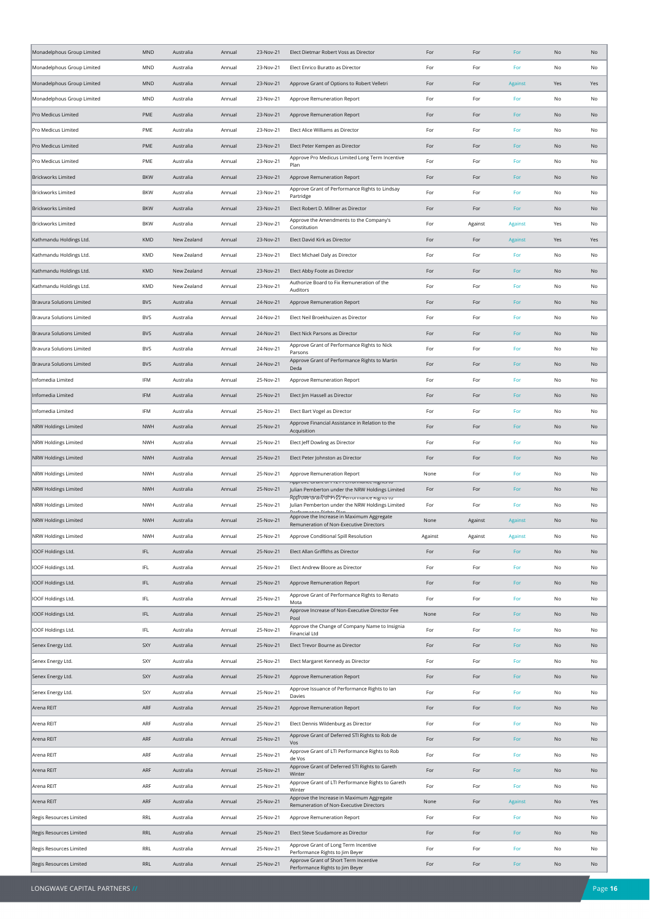| | | | | | | | | | | |
|---|---|---|---|---|---|---|---|---|---|---|
| Monadelphous Group Limited | MND | Australia | Annual | 23-Nov-21 | Elect Dietmar Robert Voss as Director | For | For | For | No | No |
| Monadelphous Group Limited | MND | Australia | Annual | 23-Nov-21 | Elect Enrico Buratto as Director | For | For | For | No | No |
| Monadelphous Group Limited | MND | Australia | Annual | 23-Nov-21 | Approve Grant of Options to Robert Velletri | For | For | Against | Yes | Yes |
| Monadelphous Group Limited | MND | Australia | Annual | 23-Nov-21 | Approve Remuneration Report | For | For | For | No | No |
| Pro Medicus Limited | PME | Australia | Annual | 23-Nov-21 | Approve Remuneration Report | For | For | For | No | No |
| Pro Medicus Limited | PME | Australia | Annual | 23-Nov-21 | Elect Alice Williams as Director | For | For | For | No | No |
| Pro Medicus Limited | PME | Australia | Annual | 23-Nov-21 | Elect Peter Kempen as Director | For | For | For | No | No |
| Pro Medicus Limited | PME | Australia | Annual | 23-Nov-21 | Approve Pro Medicus Limited Long Term Incentive Plan | For | For | For | No | No |
| Brickworks Limited | BKW | Australia | Annual | 23-Nov-21 | Approve Remuneration Report | For | For | For | No | No |
| Brickworks Limited | BKW | Australia | Annual | 23-Nov-21 | Approve Grant of Performance Rights to Lindsay Partridge | For | For | For | No | No |
| Brickworks Limited | BKW | Australia | Annual | 23-Nov-21 | Elect Robert D. Millner as Director | For | For | For | No | No |
| Brickworks Limited | BKW | Australia | Annual | 23-Nov-21 | Approve the Amendments to the Company's Constitution | For | Against | Against | Yes | No |
| Kathmandu Holdings Ltd. | KMD | New Zealand | Annual | 23-Nov-21 | Elect David Kirk as Director | For | For | Against | Yes | Yes |
| Kathmandu Holdings Ltd. | KMD | New Zealand | Annual | 23-Nov-21 | Elect Michael Daly as Director | For | For | For | No | No |
| Kathmandu Holdings Ltd. | KMD | New Zealand | Annual | 23-Nov-21 | Elect Abby Foote as Director | For | For | For | No | No |
| Kathmandu Holdings Ltd. | KMD | New Zealand | Annual | 23-Nov-21 | Authorize Board to Fix Remuneration of the Auditors | For | For | For | No | No |
| Bravura Solutions Limited | BVS | Australia | Annual | 24-Nov-21 | Approve Remuneration Report | For | For | For | No | No |
| Bravura Solutions Limited | BVS | Australia | Annual | 24-Nov-21 | Elect Neil Broekhuizen as Director | For | For | For | No | No |
| Bravura Solutions Limited | BVS | Australia | Annual | 24-Nov-21 | Elect Nick Parsons as Director | For | For | For | No | No |
| Bravura Solutions Limited | BVS | Australia | Annual | 24-Nov-21 | Approve Grant of Performance Rights to Nick Parsons | For | For | For | No | No |
| Bravura Solutions Limited | BVS | Australia | Annual | 24-Nov-21 | Approve Grant of Performance Rights to Martin Deda | For | For | For | No | No |
| Infomedia Limited | IFM | Australia | Annual | 25-Nov-21 | Approve Remuneration Report | For | For | For | No | No |
| Infomedia Limited | IFM | Australia | Annual | 25-Nov-21 | Elect Jim Hassell as Director | For | For | For | No | No |
| Infomedia Limited | IFM | Australia | Annual | 25-Nov-21 | Elect Bart Vogel as Director | For | For | For | No | No |
| NRW Holdings Limited | NWH | Australia | Annual | 25-Nov-21 | Approve Financial Assistance in Relation to the Acquisition | For | For | For | No | No |
| NRW Holdings Limited | NWH | Australia | Annual | 25-Nov-21 | Elect Jeff Dowling as Director | For | For | For | No | No |
| NRW Holdings Limited | NWH | Australia | Annual | 25-Nov-21 | Elect Peter Johnston as Director | For | For | For | No | No |
| NRW Holdings Limited | NWH | Australia | Annual | 25-Nov-21 | Approve Remuneration Report | None | For | For | No | No |
| NRW Holdings Limited | NWH | Australia | Annual | 25-Nov-21 | Approve Grant of FY21 Performance Rights to Julian Pemberton under the NRW Holdings Limited Performance Rights Plan | For | For | For | No | No |
| NRW Holdings Limited | NWH | Australia | Annual | 25-Nov-21 | Approve Grant of FY22 Performance Rights to Julian Pemberton under the NRW Holdings Limited Performance Rights Plan | For | For | For | No | No |
| NRW Holdings Limited | NWH | Australia | Annual | 25-Nov-21 | Approve the Increase in Maximum Aggregate Remuneration of Non-Executive Directors | None | Against | Against | No | No |
| NRW Holdings Limited | NWH | Australia | Annual | 25-Nov-21 | Approve Conditional Spill Resolution | Against | Against | Against | No | No |
| IOOF Holdings Ltd. | IFL | Australia | Annual | 25-Nov-21 | Elect Allan Griffiths as Director | For | For | For | No | No |
| IOOF Holdings Ltd. | IFL | Australia | Annual | 25-Nov-21 | Elect Andrew Bloore as Director | For | For | For | No | No |
| IOOF Holdings Ltd. | IFL | Australia | Annual | 25-Nov-21 | Approve Remuneration Report | For | For | For | No | No |
| IOOF Holdings Ltd. | IFL | Australia | Annual | 25-Nov-21 | Approve Grant of Performance Rights to Renato Mota | For | For | For | No | No |
| IOOF Holdings Ltd. | IFL | Australia | Annual | 25-Nov-21 | Approve Increase of Non-Executive Director Fee Pool | None | For | For | No | No |
| IOOF Holdings Ltd. | IFL | Australia | Annual | 25-Nov-21 | Approve the Change of Company Name to Insignia Financial Ltd | For | For | For | No | No |
| Senex Energy Ltd. | SXY | Australia | Annual | 25-Nov-21 | Elect Trevor Bourne as Director | For | For | For | No | No |
| Senex Energy Ltd. | SXY | Australia | Annual | 25-Nov-21 | Elect Margaret Kennedy as Director | For | For | For | No | No |
| Senex Energy Ltd. | SXY | Australia | Annual | 25-Nov-21 | Approve Remuneration Report | For | For | For | No | No |
| Senex Energy Ltd. | SXY | Australia | Annual | 25-Nov-21 | Approve Issuance of Performance Rights to Ian Davies | For | For | For | No | No |
| Arena REIT | ARF | Australia | Annual | 25-Nov-21 | Approve Remuneration Report | For | For | For | No | No |
| Arena REIT | ARF | Australia | Annual | 25-Nov-21 | Elect Dennis Wildenburg as Director | For | For | For | No | No |
| Arena REIT | ARF | Australia | Annual | 25-Nov-21 | Approve Grant of Deferred STI Rights to Rob de Vos | For | For | For | No | No |
| Arena REIT | ARF | Australia | Annual | 25-Nov-21 | Approve Grant of LTI Performance Rights to Rob de Vos | For | For | For | No | No |
| Arena REIT | ARF | Australia | Annual | 25-Nov-21 | Approve Grant of Deferred STI Rights to Gareth Winter | For | For | For | No | No |
| Arena REIT | ARF | Australia | Annual | 25-Nov-21 | Approve Grant of LTI Performance Rights to Gareth Winter | For | For | For | No | No |
| Arena REIT | ARF | Australia | Annual | 25-Nov-21 | Approve the Increase in Maximum Aggregate Remuneration of Non-Executive Directors | None | For | Against | No | Yes |
| Regis Resources Limited | RRL | Australia | Annual | 25-Nov-21 | Approve Remuneration Report | For | For | For | No | No |
| Regis Resources Limited | RRL | Australia | Annual | 25-Nov-21 | Elect Steve Scudamore as Director | For | For | For | No | No |
| Regis Resources Limited | RRL | Australia | Annual | 25-Nov-21 | Approve Grant of Long Term Incentive Performance Rights to Jim Beyer | For | For | For | No | No |
| Regis Resources Limited | RRL | Australia | Annual | 25-Nov-21 | Approve Grant of Short Term Incentive Performance Rights to Jim Beyer | For | For | For | No | No |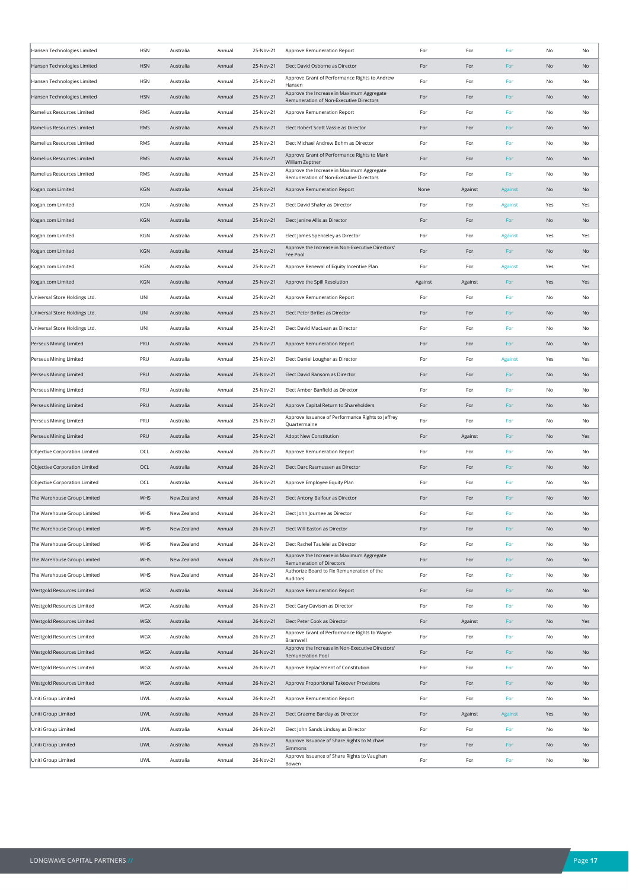| | | | | | | | | | | |
|---|---|---|---|---|---|---|---|---|---|---|
| Hansen Technologies Limited | HSN | Australia | Annual | 25-Nov-21 | Approve Remuneration Report | For | For | For | No | No |
| Hansen Technologies Limited | HSN | Australia | Annual | 25-Nov-21 | Elect David Osborne as Director | For | For | For | No | No |
| Hansen Technologies Limited | HSN | Australia | Annual | 25-Nov-21 | Approve Grant of Performance Rights to Andrew Hansen | For | For | For | No | No |
| Hansen Technologies Limited | HSN | Australia | Annual | 25-Nov-21 | Approve the Increase in Maximum Aggregate Remuneration of Non-Executive Directors | For | For | For | No | No |
| Ramelius Resources Limited | RMS | Australia | Annual | 25-Nov-21 | Approve Remuneration Report | For | For | For | No | No |
| Ramelius Resources Limited | RMS | Australia | Annual | 25-Nov-21 | Elect Robert Scott Vassie as Director | For | For | For | No | No |
| Ramelius Resources Limited | RMS | Australia | Annual | 25-Nov-21 | Elect Michael Andrew Bohm as Director | For | For | For | No | No |
| Ramelius Resources Limited | RMS | Australia | Annual | 25-Nov-21 | Approve Grant of Performance Rights to Mark William Zeptner | For | For | For | No | No |
| Ramelius Resources Limited | RMS | Australia | Annual | 25-Nov-21 | Approve the Increase in Maximum Aggregate Remuneration of Non-Executive Directors | For | For | For | No | No |
| Kogan.com Limited | KGN | Australia | Annual | 25-Nov-21 | Approve Remuneration Report | None | Against | Against | No | No |
| Kogan.com Limited | KGN | Australia | Annual | 25-Nov-21 | Elect David Shafer as Director | For | For | Against | Yes | Yes |
| Kogan.com Limited | KGN | Australia | Annual | 25-Nov-21 | Elect Janine Allis as Director | For | For | For | No | No |
| Kogan.com Limited | KGN | Australia | Annual | 25-Nov-21 | Elect James Spenceley as Director | For | For | Against | Yes | Yes |
| Kogan.com Limited | KGN | Australia | Annual | 25-Nov-21 | Approve the Increase in Non-Executive Directors' Fee Pool | For | For | For | No | No |
| Kogan.com Limited | KGN | Australia | Annual | 25-Nov-21 | Approve Renewal of Equity Incentive Plan | For | For | Against | Yes | Yes |
| Kogan.com Limited | KGN | Australia | Annual | 25-Nov-21 | Approve the Spill Resolution | Against | Against | For | Yes | Yes |
| Universal Store Holdings Ltd. | UNI | Australia | Annual | 25-Nov-21 | Approve Remuneration Report | For | For | For | No | No |
| Universal Store Holdings Ltd. | UNI | Australia | Annual | 25-Nov-21 | Elect Peter Birtles as Director | For | For | For | No | No |
| Universal Store Holdings Ltd. | UNI | Australia | Annual | 25-Nov-21 | Elect David MacLean as Director | For | For | For | No | No |
| Perseus Mining Limited | PRU | Australia | Annual | 25-Nov-21 | Approve Remuneration Report | For | For | For | No | No |
| Perseus Mining Limited | PRU | Australia | Annual | 25-Nov-21 | Elect Daniel Lougher as Director | For | For | Against | Yes | Yes |
| Perseus Mining Limited | PRU | Australia | Annual | 25-Nov-21 | Elect David Ransom as Director | For | For | For | No | No |
| Perseus Mining Limited | PRU | Australia | Annual | 25-Nov-21 | Elect Amber Banfield as Director | For | For | For | No | No |
| Perseus Mining Limited | PRU | Australia | Annual | 25-Nov-21 | Approve Capital Return to Shareholders | For | For | For | No | No |
| Perseus Mining Limited | PRU | Australia | Annual | 25-Nov-21 | Approve Issuance of Performance Rights to Jeffrey Quartermaine | For | For | For | No | No |
| Perseus Mining Limited | PRU | Australia | Annual | 25-Nov-21 | Adopt New Constitution | For | Against | For | No | Yes |
| Objective Corporation Limited | OCL | Australia | Annual | 26-Nov-21 | Approve Remuneration Report | For | For | For | No | No |
| Objective Corporation Limited | OCL | Australia | Annual | 26-Nov-21 | Elect Darc Rasmussen as Director | For | For | For | No | No |
| Objective Corporation Limited | OCL | Australia | Annual | 26-Nov-21 | Approve Employee Equity Plan | For | For | For | No | No |
| The Warehouse Group Limited | WHS | New Zealand | Annual | 26-Nov-21 | Elect Antony Balfour as Director | For | For | For | No | No |
| The Warehouse Group Limited | WHS | New Zealand | Annual | 26-Nov-21 | Elect John Journee as Director | For | For | For | No | No |
| The Warehouse Group Limited | WHS | New Zealand | Annual | 26-Nov-21 | Elect Will Easton as Director | For | For | For | No | No |
| The Warehouse Group Limited | WHS | New Zealand | Annual | 26-Nov-21 | Elect Rachel Taulelei as Director | For | For | For | No | No |
| The Warehouse Group Limited | WHS | New Zealand | Annual | 26-Nov-21 | Approve the Increase in Maximum Aggregate Remuneration of Directors | For | For | For | No | No |
| The Warehouse Group Limited | WHS | New Zealand | Annual | 26-Nov-21 | Authorize Board to Fix Remuneration of the Auditors | For | For | For | No | No |
| Westgold Resources Limited | WGX | Australia | Annual | 26-Nov-21 | Approve Remuneration Report | For | For | For | No | No |
| Westgold Resources Limited | WGX | Australia | Annual | 26-Nov-21 | Elect Gary Davison as Director | For | For | For | No | No |
| Westgold Resources Limited | WGX | Australia | Annual | 26-Nov-21 | Elect Peter Cook as Director | For | Against | For | No | Yes |
| Westgold Resources Limited | WGX | Australia | Annual | 26-Nov-21 | Approve Grant of Performance Rights to Wayne Bramwell | For | For | For | No | No |
| Westgold Resources Limited | WGX | Australia | Annual | 26-Nov-21 | Approve the Increase in Non-Executive Directors' Remuneration Pool | For | For | For | No | No |
| Westgold Resources Limited | WGX | Australia | Annual | 26-Nov-21 | Approve Replacement of Constitution | For | For | For | No | No |
| Westgold Resources Limited | WGX | Australia | Annual | 26-Nov-21 | Approve Proportional Takeover Provisions | For | For | For | No | No |
| Uniti Group Limited | UWL | Australia | Annual | 26-Nov-21 | Approve Remuneration Report | For | For | For | No | No |
| Uniti Group Limited | UWL | Australia | Annual | 26-Nov-21 | Elect Graeme Barclay as Director | For | Against | Against | Yes | No |
| Uniti Group Limited | UWL | Australia | Annual | 26-Nov-21 | Elect John Sands Lindsay as Director | For | For | For | No | No |
| Uniti Group Limited | UWL | Australia | Annual | 26-Nov-21 | Approve Issuance of Share Rights to Michael Simmons | For | For | For | No | No |
| Uniti Group Limited | UWL | Australia | Annual | 26-Nov-21 | Approve Issuance of Share Rights to Vaughan Bowen | For | For | For | No | No |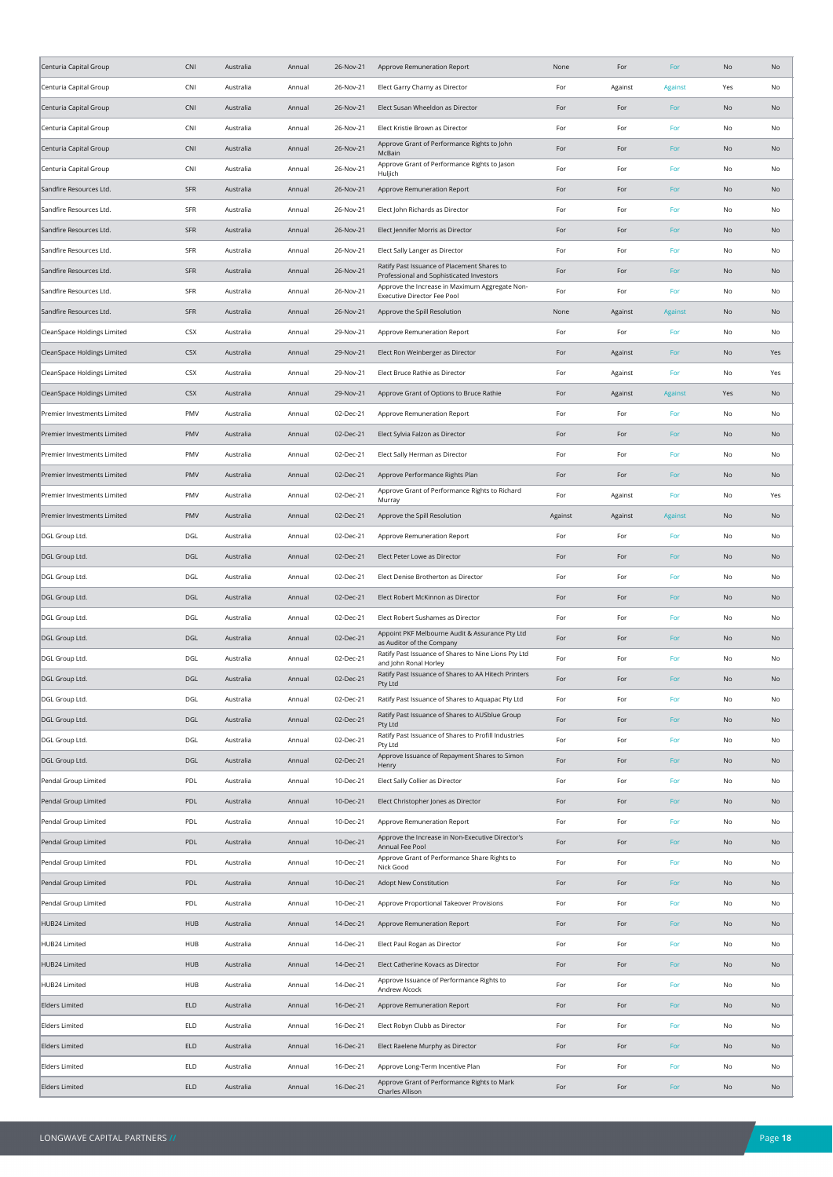| Centuria Capital Group | CNI | Australia | Annual | 26-Nov-21 | Approve Remuneration Report | None | For | For | No | No |
|---|---|---|---|---|---|---|---|---|---|---|
| Centuria Capital Group | CNI | Australia | Annual | 26-Nov-21 | Elect Garry Charny as Director | For | Against | Against | Yes | No |
| Centuria Capital Group | CNI | Australia | Annual | 26-Nov-21 | Elect Susan Wheeldon as Director | For | For | For | No | No |
| Centuria Capital Group | CNI | Australia | Annual | 26-Nov-21 | Elect Kristie Brown as Director | For | For | For | No | No |
| Centuria Capital Group | CNI | Australia | Annual | 26-Nov-21 | Approve Grant of Performance Rights to John McBain | For | For | For | No | No |
| Centuria Capital Group | CNI | Australia | Annual | 26-Nov-21 | Approve Grant of Performance Rights to Jason Huljich | For | For | For | No | No |
| Sandfire Resources Ltd. | SFR | Australia | Annual | 26-Nov-21 | Approve Remuneration Report | For | For | For | No | No |
| Sandfire Resources Ltd. | SFR | Australia | Annual | 26-Nov-21 | Elect John Richards as Director | For | For | For | No | No |
| Sandfire Resources Ltd. | SFR | Australia | Annual | 26-Nov-21 | Elect Jennifer Morris as Director | For | For | For | No | No |
| Sandfire Resources Ltd. | SFR | Australia | Annual | 26-Nov-21 | Elect Sally Langer as Director | For | For | For | No | No |
| Sandfire Resources Ltd. | SFR | Australia | Annual | 26-Nov-21 | Ratify Past Issuance of Placement Shares to Professional and Sophisticated Investors | For | For | For | No | No |
| Sandfire Resources Ltd. | SFR | Australia | Annual | 26-Nov-21 | Approve the Increase in Maximum Aggregate Non-Executive Director Fee Pool | For | For | For | No | No |
| Sandfire Resources Ltd. | SFR | Australia | Annual | 26-Nov-21 | Approve the Spill Resolution | None | Against | Against | No | No |
| CleanSpace Holdings Limited | CSX | Australia | Annual | 29-Nov-21 | Approve Remuneration Report | For | For | For | No | No |
| CleanSpace Holdings Limited | CSX | Australia | Annual | 29-Nov-21 | Elect Ron Weinberger as Director | For | Against | For | No | Yes |
| CleanSpace Holdings Limited | CSX | Australia | Annual | 29-Nov-21 | Elect Bruce Rathie as Director | For | Against | For | No | Yes |
| CleanSpace Holdings Limited | CSX | Australia | Annual | 29-Nov-21 | Approve Grant of Options to Bruce Rathie | For | Against | Against | Yes | No |
| Premier Investments Limited | PMV | Australia | Annual | 02-Dec-21 | Approve Remuneration Report | For | For | For | No | No |
| Premier Investments Limited | PMV | Australia | Annual | 02-Dec-21 | Elect Sylvia Falzon as Director | For | For | For | No | No |
| Premier Investments Limited | PMV | Australia | Annual | 02-Dec-21 | Elect Sally Herman as Director | For | For | For | No | No |
| Premier Investments Limited | PMV | Australia | Annual | 02-Dec-21 | Approve Performance Rights Plan | For | For | For | No | No |
| Premier Investments Limited | PMV | Australia | Annual | 02-Dec-21 | Approve Grant of Performance Rights to Richard Murray | For | Against | For | No | Yes |
| Premier Investments Limited | PMV | Australia | Annual | 02-Dec-21 | Approve the Spill Resolution | Against | Against | Against | No | No |
| DGL Group Ltd. | DGL | Australia | Annual | 02-Dec-21 | Approve Remuneration Report | For | For | For | No | No |
| DGL Group Ltd. | DGL | Australia | Annual | 02-Dec-21 | Elect Peter Lowe as Director | For | For | For | No | No |
| DGL Group Ltd. | DGL | Australia | Annual | 02-Dec-21 | Elect Denise Brotherton as Director | For | For | For | No | No |
| DGL Group Ltd. | DGL | Australia | Annual | 02-Dec-21 | Elect Robert McKinnon as Director | For | For | For | No | No |
| DGL Group Ltd. | DGL | Australia | Annual | 02-Dec-21 | Elect Robert Sushames as Director | For | For | For | No | No |
| DGL Group Ltd. | DGL | Australia | Annual | 02-Dec-21 | Appoint PKF Melbourne Audit & Assurance Pty Ltd as Auditor of the Company | For | For | For | No | No |
| DGL Group Ltd. | DGL | Australia | Annual | 02-Dec-21 | Ratify Past Issuance of Shares to Nine Lions Pty Ltd and John Ronal Horley | For | For | For | No | No |
| DGL Group Ltd. | DGL | Australia | Annual | 02-Dec-21 | Ratify Past Issuance of Shares to AA Hitech Printers Pty Ltd | For | For | For | No | No |
| DGL Group Ltd. | DGL | Australia | Annual | 02-Dec-21 | Ratify Past Issuance of Shares to Aquapac Pty Ltd | For | For | For | No | No |
| DGL Group Ltd. | DGL | Australia | Annual | 02-Dec-21 | Ratify Past Issuance of Shares to AUSblue Group Pty Ltd | For | For | For | No | No |
| DGL Group Ltd. | DGL | Australia | Annual | 02-Dec-21 | Ratify Past Issuance of Shares to Profill Industries Pty Ltd | For | For | For | No | No |
| DGL Group Ltd. | DGL | Australia | Annual | 02-Dec-21 | Approve Issuance of Repayment Shares to Simon Henry | For | For | For | No | No |
| Pendal Group Limited | PDL | Australia | Annual | 10-Dec-21 | Elect Sally Collier as Director | For | For | For | No | No |
| Pendal Group Limited | PDL | Australia | Annual | 10-Dec-21 | Elect Christopher Jones as Director | For | For | For | No | No |
| Pendal Group Limited | PDL | Australia | Annual | 10-Dec-21 | Approve Remuneration Report | For | For | For | No | No |
| Pendal Group Limited | PDL | Australia | Annual | 10-Dec-21 | Approve the Increase in Non-Executive Director's Annual Fee Pool | For | For | For | No | No |
| Pendal Group Limited | PDL | Australia | Annual | 10-Dec-21 | Approve Grant of Performance Share Rights to Nick Good | For | For | For | No | No |
| Pendal Group Limited | PDL | Australia | Annual | 10-Dec-21 | Adopt New Constitution | For | For | For | No | No |
| Pendal Group Limited | PDL | Australia | Annual | 10-Dec-21 | Approve Proportional Takeover Provisions | For | For | For | No | No |
| HUB24 Limited | HUB | Australia | Annual | 14-Dec-21 | Approve Remuneration Report | For | For | For | No | No |
| HUB24 Limited | HUB | Australia | Annual | 14-Dec-21 | Elect Paul Rogan as Director | For | For | For | No | No |
| HUB24 Limited | HUB | Australia | Annual | 14-Dec-21 | Elect Catherine Kovacs as Director | For | For | For | No | No |
| HUB24 Limited | HUB | Australia | Annual | 14-Dec-21 | Approve Issuance of Performance Rights to Andrew Alcock | For | For | For | No | No |
| Elders Limited | ELD | Australia | Annual | 16-Dec-21 | Approve Remuneration Report | For | For | For | No | No |
| Elders Limited | ELD | Australia | Annual | 16-Dec-21 | Elect Robyn Clubb as Director | For | For | For | No | No |
| Elders Limited | ELD | Australia | Annual | 16-Dec-21 | Elect Raelene Murphy as Director | For | For | For | No | No |
| Elders Limited | ELD | Australia | Annual | 16-Dec-21 | Approve Long-Term Incentive Plan | For | For | For | No | No |
| Elders Limited | ELD | Australia | Annual | 16-Dec-21 | Approve Grant of Performance Rights to Mark Charles Allison | For | For | For | No | No |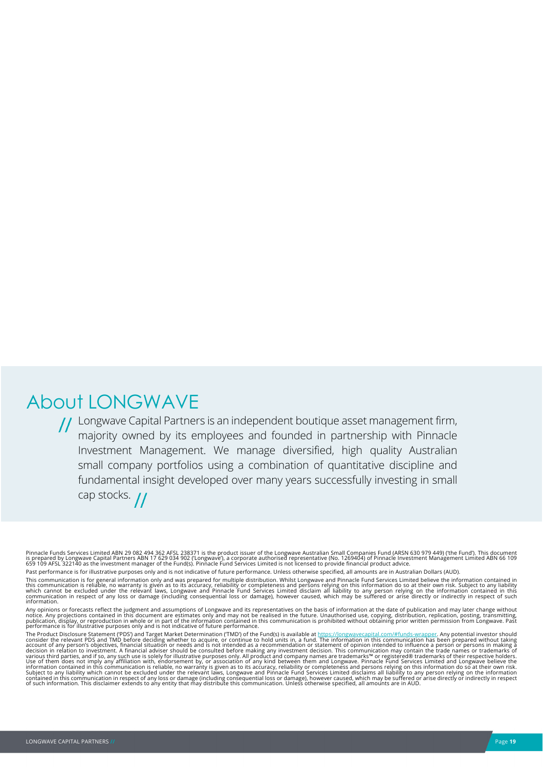## About LONGWAVE

// Longwave Capital Partners is an independent boutique asset management firm, majority owned by its employees and founded in partnership with Pinnacle Investment Management. We manage diversified, high quality Australian small company portfolios using a combination of quantitative discipline and fundamental insight developed over many years successfully investing in small cap stocks. //

Pinnacle Funds Services Limited ABN 29 082 494 362 AFSL 238371 is the product issuer of the Longwave Australian Small Companies Fund (ARSN 630 979 449) ('the Fund'). This document is prepared by Longwave Capital Partners ABN 17 629 034 902 ('Longwave'), a corporate authorised representative (No. 1269404) of Pinnacle Investment Management Limited ABN 66 109 659 109 AFSL 322140 as the investment manager of the Fund(s). Pinnacle Fund Services Limited is not licensed to provide financial product advice.

Past performance is for illustrative purposes only and is not indicative of future performance. Unless otherwise specified, all amounts are in Australian Dollars (AUD).

This communication is for general information only and was prepared for multiple distribution. Whilst Longwave and Pinnacle Fund Services Limited believe the information contained in this communication is reliable, no warranty is given as to its accuracy, reliability or completeness and persons relying on this information do so at their own risk. Subject to any liability which cannot be excluded under the relevant laws, Longwave and Pinnacle Fund Services Limited disclaim all liability to any person relying on the information contained in this communication in respect of any loss or damage (including consequential loss or damage), however caused, which may be suffered or arise directly or indirectly in respect of such information.

Any opinions or forecasts reflect the judgment and assumptions of Longwave and its representatives on the basis of information at the date of publication and may later change without notice. Any projections contained in this document are estimates only and may not be realised in the future. Unauthorised use, copying, distribution, replication, posting, transmitting, publication, display, or reproduction in whole or in part of the information contained in this communication is prohibited without obtaining prior written permission from Longwave. Past performance is for illustrative purposes only and is not indicative of future performance.

The Product Disclosure Statement ('PDS') and Target Market Determination ('TMD') of the Fund(s) is available at https://longwavecapital.com/#funds-wrapper. Any potential investor should consider the relevant PDS and TMD before deciding whether to acquire, or continue to hold units in, a fund. The information in this communication has been prepared without taking account of any person's objectives, financial situation or needs and is not intended as a recommendation or statement of opinion intended to influence a person or persons in making a decision in relation to investment. A financial adviser should be consulted before making any investment decision. This communication may contain the trade names or trademarks of various third parties, and if so, any such use is solely for illustrative purposes only. All product and company names are trademarks™ or registered® trademarks of their respective holders. Use of them does not imply any affiliation with, endorsement by, or association of any kind between them and Longwave. Pinnacle Fund Services Limited and Longwave believe the information contained in this communication is reliable, no warranty is given as to its accuracy, reliability or completeness and persons relying on this information do so at their own risk. Subject to any liability which cannot be excluded under the relevant laws, Longwave and Pinnacle Fund Services Limited disclaims all liability to any person relying on the information contained in this communication in respect of any loss or damage (including consequential loss or damage), however caused, which may be suffered or arise directly or indirectly in respect of such information. This disclaimer extends to any entity that may distribute this communication. Unless otherwise specified, all amounts are in AUD.